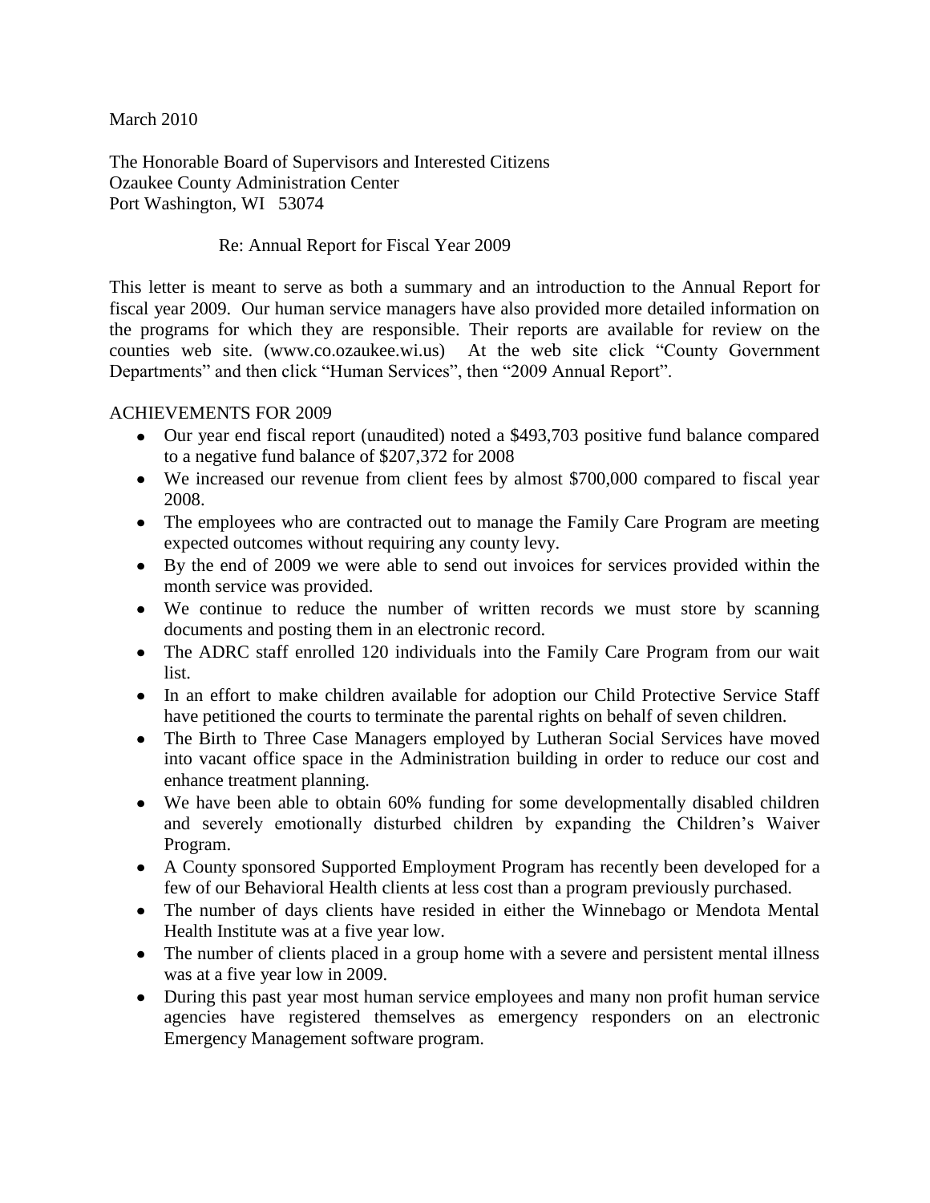March 2010

The Honorable Board of Supervisors and Interested Citizens
Ozaukee County Administration Center
Port Washington, WI 53074

Re: Annual Report for Fiscal Year 2009

This letter is meant to serve as both a summary and an introduction to the Annual Report for fiscal year 2009. Our human service managers have also provided more detailed information on the programs for which they are responsible. Their reports are available for review on the counties web site. (www.co.ozaukee.wi.us) At the web site click "County Government Departments" and then click "Human Services", then "2009 Annual Report".

ACHIEVEMENTS FOR 2009

- Our year end fiscal report (unaudited) noted a $493,703 positive fund balance compared to a negative fund balance of $207,372 for 2008
- We increased our revenue from client fees by almost $700,000 compared to fiscal year 2008.
- The employees who are contracted out to manage the Family Care Program are meeting expected outcomes without requiring any county levy.
- By the end of 2009 we were able to send out invoices for services provided within the month service was provided.
- We continue to reduce the number of written records we must store by scanning documents and posting them in an electronic record.
- The ADRC staff enrolled 120 individuals into the Family Care Program from our wait list.
- In an effort to make children available for adoption our Child Protective Service Staff have petitioned the courts to terminate the parental rights on behalf of seven children.
- The Birth to Three Case Managers employed by Lutheran Social Services have moved into vacant office space in the Administration building in order to reduce our cost and enhance treatment planning.
- We have been able to obtain 60% funding for some developmentally disabled children and severely emotionally disturbed children by expanding the Children's Waiver Program.
- A County sponsored Supported Employment Program has recently been developed for a few of our Behavioral Health clients at less cost than a program previously purchased.
- The number of days clients have resided in either the Winnebago or Mendota Mental Health Institute was at a five year low.
- The number of clients placed in a group home with a severe and persistent mental illness was at a five year low in 2009.
- During this past year most human service employees and many non profit human service agencies have registered themselves as emergency responders on an electronic Emergency Management software program.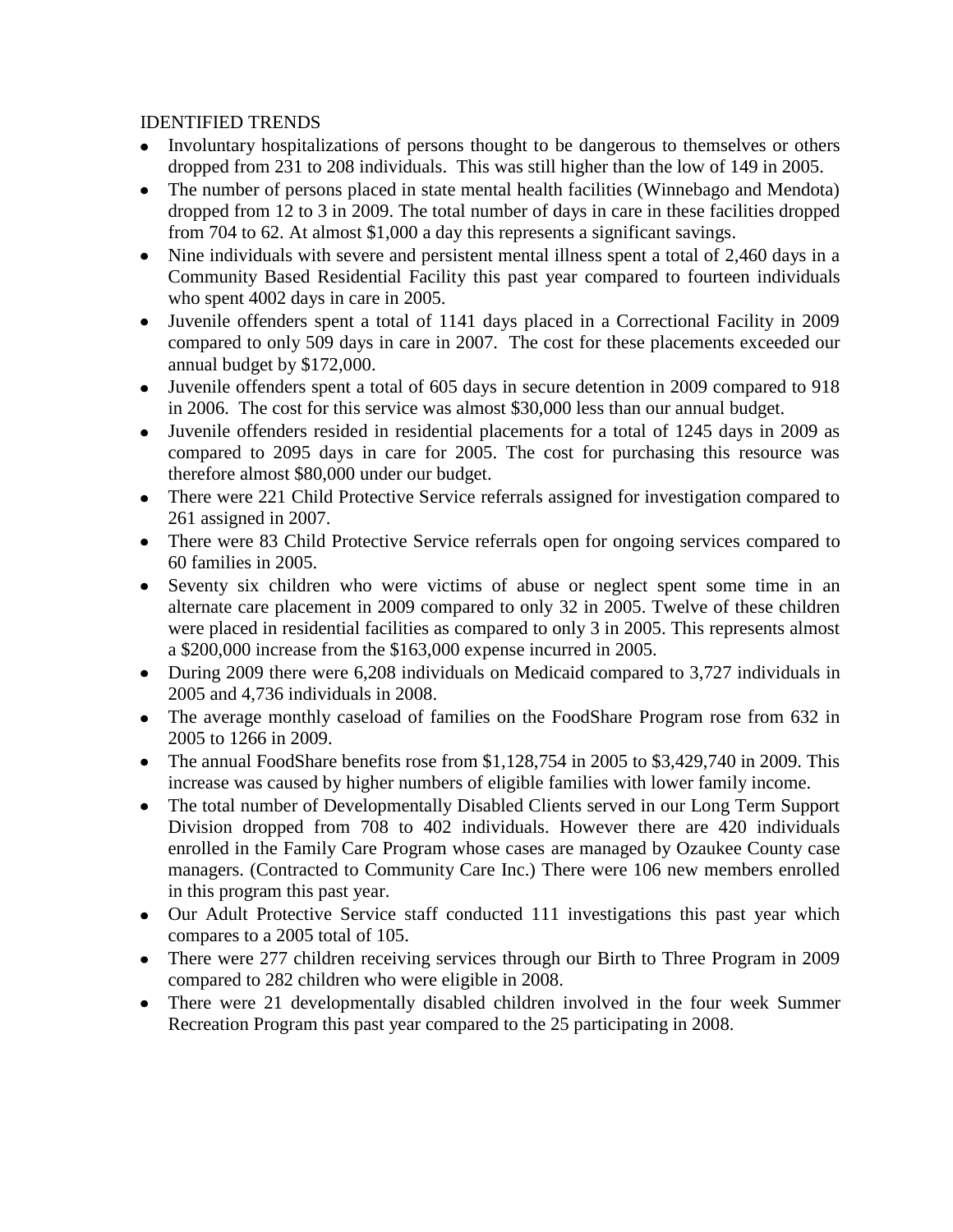IDENTIFIED TRENDS

- Involuntary hospitalizations of persons thought to be dangerous to themselves or others dropped from 231 to 208 individuals. This was still higher than the low of 149 in 2005.
- The number of persons placed in state mental health facilities (Winnebago and Mendota) dropped from 12 to 3 in 2009. The total number of days in care in these facilities dropped from 704 to 62. At almost $1,000 a day this represents a significant savings.
- Nine individuals with severe and persistent mental illness spent a total of 2,460 days in a Community Based Residential Facility this past year compared to fourteen individuals who spent 4002 days in care in 2005.
- Juvenile offenders spent a total of 1141 days placed in a Correctional Facility in 2009 compared to only 509 days in care in 2007. The cost for these placements exceeded our annual budget by $172,000.
- Juvenile offenders spent a total of 605 days in secure detention in 2009 compared to 918 in 2006. The cost for this service was almost $30,000 less than our annual budget.
- Juvenile offenders resided in residential placements for a total of 1245 days in 2009 as compared to 2095 days in care for 2005. The cost for purchasing this resource was therefore almost $80,000 under our budget.
- There were 221 Child Protective Service referrals assigned for investigation compared to 261 assigned in 2007.
- There were 83 Child Protective Service referrals open for ongoing services compared to 60 families in 2005.
- Seventy six children who were victims of abuse or neglect spent some time in an alternate care placement in 2009 compared to only 32 in 2005. Twelve of these children were placed in residential facilities as compared to only 3 in 2005. This represents almost a $200,000 increase from the $163,000 expense incurred in 2005.
- During 2009 there were 6,208 individuals on Medicaid compared to 3,727 individuals in 2005 and 4,736 individuals in 2008.
- The average monthly caseload of families on the FoodShare Program rose from 632 in 2005 to 1266 in 2009.
- The annual FoodShare benefits rose from $1,128,754 in 2005 to $3,429,740 in 2009. This increase was caused by higher numbers of eligible families with lower family income.
- The total number of Developmentally Disabled Clients served in our Long Term Support Division dropped from 708 to 402 individuals. However there are 420 individuals enrolled in the Family Care Program whose cases are managed by Ozaukee County case managers. (Contracted to Community Care Inc.) There were 106 new members enrolled in this program this past year.
- Our Adult Protective Service staff conducted 111 investigations this past year which compares to a 2005 total of 105.
- There were 277 children receiving services through our Birth to Three Program in 2009 compared to 282 children who were eligible in 2008.
- There were 21 developmentally disabled children involved in the four week Summer Recreation Program this past year compared to the 25 participating in 2008.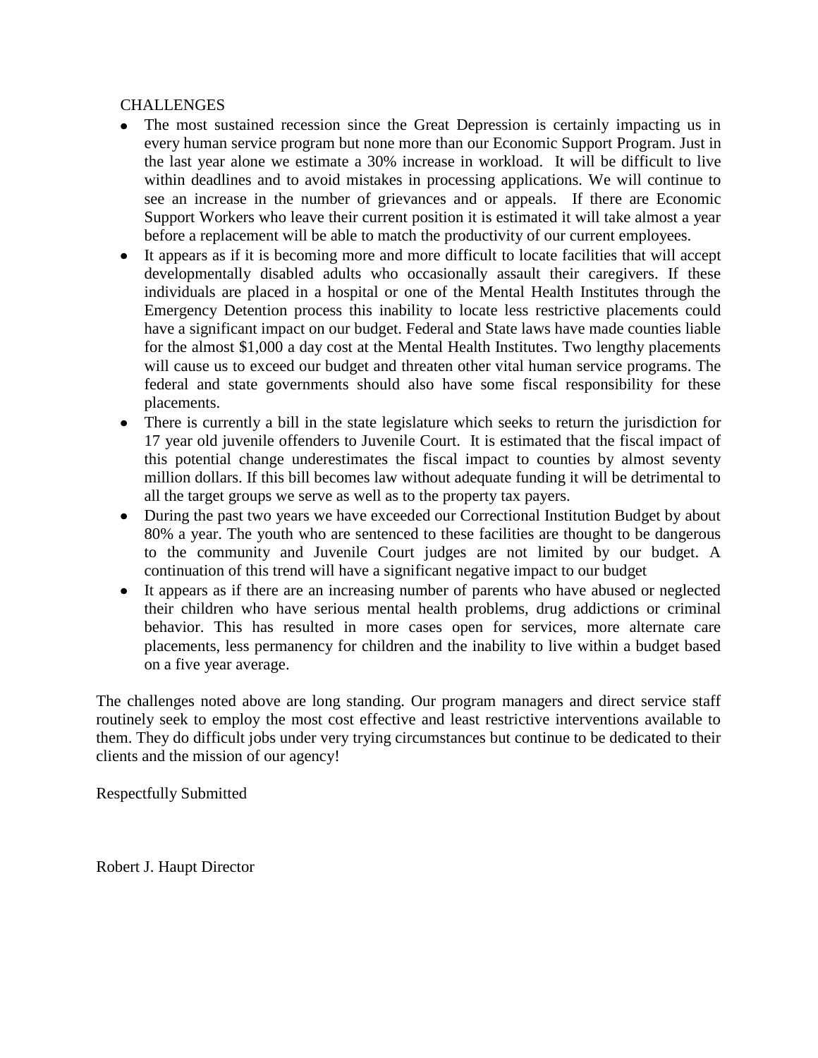## CHALLENGES

- The most sustained recession since the Great Depression is certainly impacting us in every human service program but none more than our Economic Support Program. Just in the last year alone we estimate a 30% increase in workload. It will be difficult to live within deadlines and to avoid mistakes in processing applications. We will continue to see an increase in the number of grievances and or appeals. If there are Economic Support Workers who leave their current position it is estimated it will take almost a year before a replacement will be able to match the productivity of our current employees.
- It appears as if it is becoming more and more difficult to locate facilities that will accept developmentally disabled adults who occasionally assault their caregivers. If these individuals are placed in a hospital or one of the Mental Health Institutes through the Emergency Detention process this inability to locate less restrictive placements could have a significant impact on our budget. Federal and State laws have made counties liable for the almost $1,000 a day cost at the Mental Health Institutes. Two lengthy placements will cause us to exceed our budget and threaten other vital human service programs. The federal and state governments should also have some fiscal responsibility for these placements.
- There is currently a bill in the state legislature which seeks to return the jurisdiction for 17 year old juvenile offenders to Juvenile Court. It is estimated that the fiscal impact of this potential change underestimates the fiscal impact to counties by almost seventy million dollars. If this bill becomes law without adequate funding it will be detrimental to all the target groups we serve as well as to the property tax payers.
- During the past two years we have exceeded our Correctional Institution Budget by about 80% a year. The youth who are sentenced to these facilities are thought to be dangerous to the community and Juvenile Court judges are not limited by our budget. A continuation of this trend will have a significant negative impact to our budget
- It appears as if there are an increasing number of parents who have abused or neglected their children who have serious mental health problems, drug addictions or criminal behavior. This has resulted in more cases open for services, more alternate care placements, less permanency for children and the inability to live within a budget based on a five year average.

The challenges noted above are long standing. Our program managers and direct service staff routinely seek to employ the most cost effective and least restrictive interventions available to them. They do difficult jobs under very trying circumstances but continue to be dedicated to their clients and the mission of our agency!

Respectfully Submitted

Robert J. Haupt Director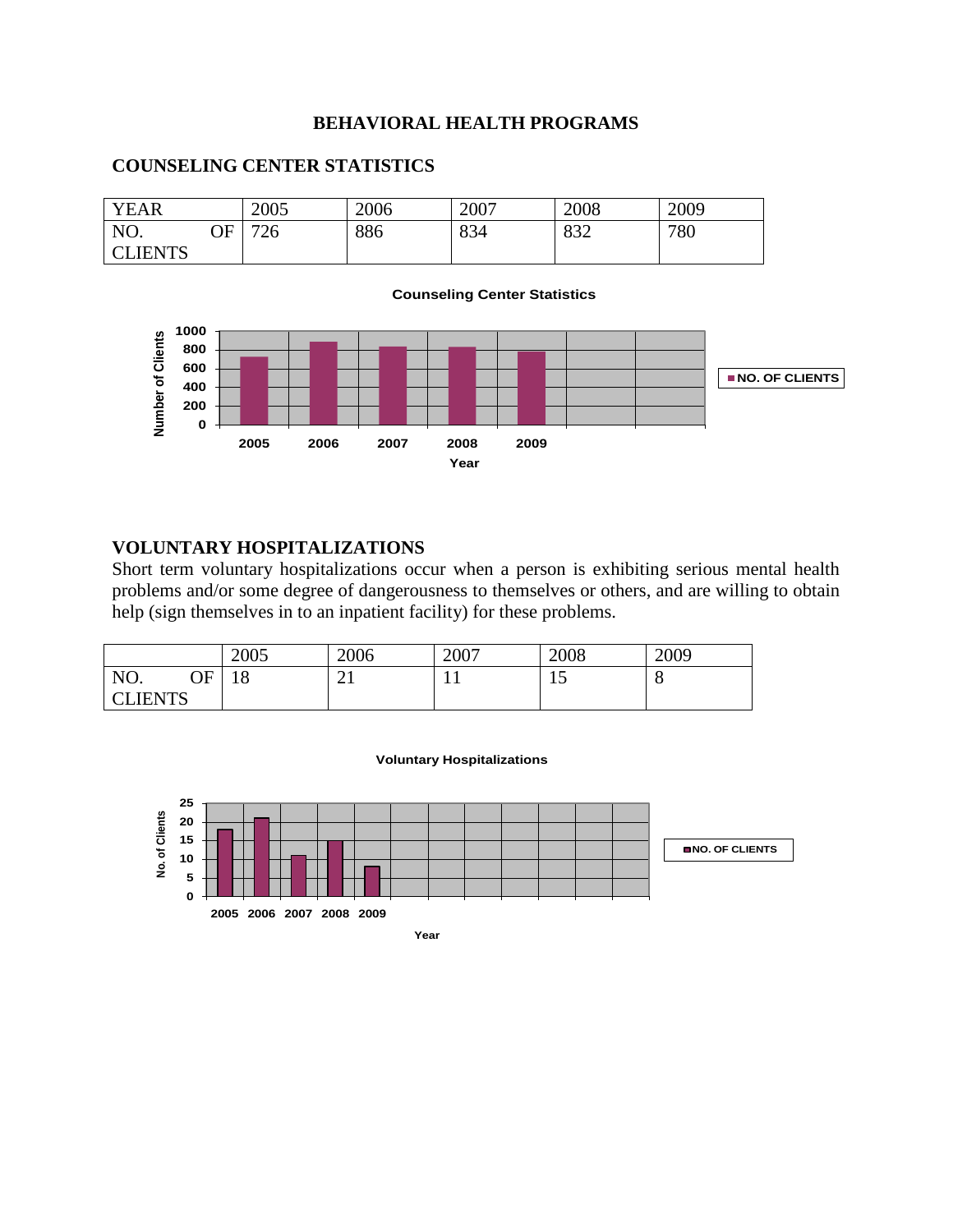## BEHAVIORAL HEALTH PROGRAMS

### COUNSELING CENTER STATISTICS

| YEAR | 2005 | 2006 | 2007 | 2008 | 2009 |
|---|---|---|---|---|---|
| NO. OF CLIENTS | 726 | 886 | 834 | 832 | 780 |

### VOLUNTARY HOSPITALIZATIONS

Short term voluntary hospitalizations occur when a person is exhibiting serious mental health problems and/or some degree of dangerousness to themselves or others, and are willing to obtain help (sign themselves in to an inpatient facility) for these problems.

| | 2005 | 2006 | 2007 | 2008 | 2009 |
|---|---|---|---|---|---|
| NO. OF CLIENTS | 18 | 21 | 11 | 15 | 8 |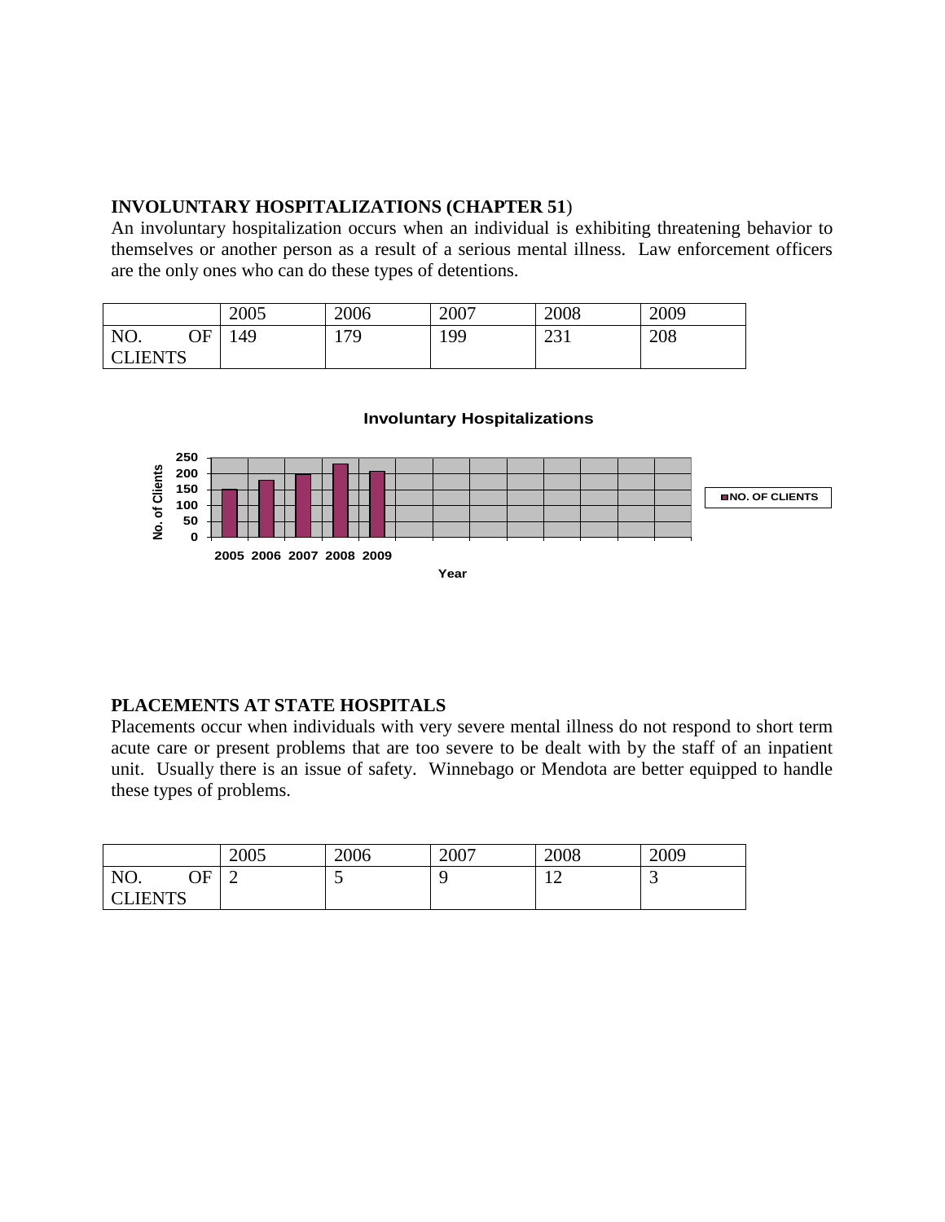**INVOLUNTARY HOSPITALIZATIONS (CHAPTER 51)**

An involuntary hospitalization occurs when an individual is exhibiting threatening behavior to themselves or another person as a result of a serious mental illness. Law enforcement officers are the only ones who can do these types of detentions.

| | 2005 | 2006 | 2007 | 2008 | 2009 |
|---|---|---|---|---|---|
| NO. OF CLIENTS | 149 | 179 | 199 | 231 | 208 |

**Involuntary Hospitalizations**

No. of Clients: 250, 200, 150, 100, 50, 0

2005 2006 2007 2008 2009

Year

NO. OF CLIENTS

**PLACEMENTS AT STATE HOSPITALS**

Placements occur when individuals with very severe mental illness do not respond to short term acute care or present problems that are too severe to be dealt with by the staff of an inpatient unit. Usually there is an issue of safety. Winnebago or Mendota are better equipped to handle these types of problems.

| | 2005 | 2006 | 2007 | 2008 | 2009 |
|---|---|---|---|---|---|
| NO. OF CLIENTS | 2 | 5 | 9 | 12 | 3 |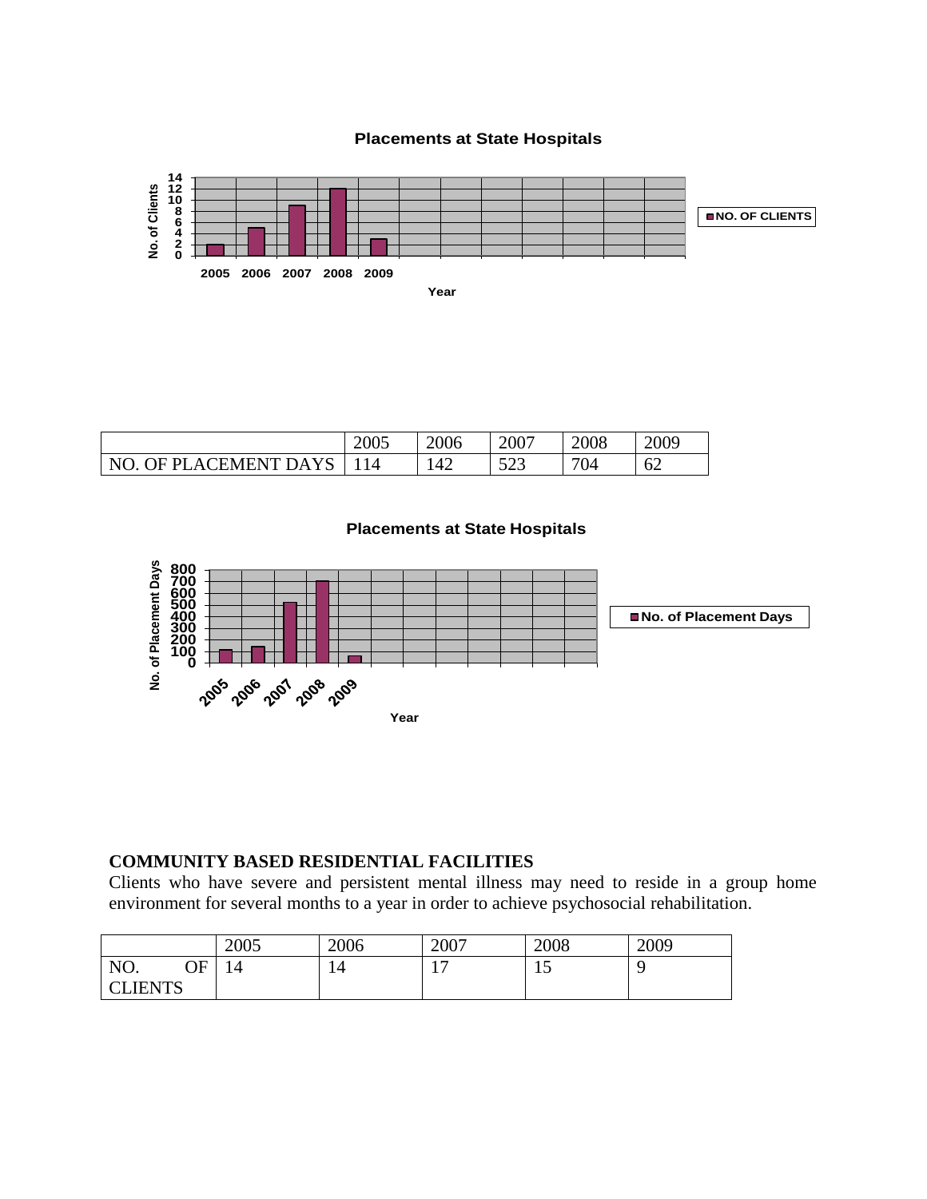**Placements at State Hospitals**

|  | 2005 | 2006 | 2007 | 2008 | 2009 |
|---|---|---|---|---|---|
| NO. OF PLACEMENT DAYS | 114 | 142 | 523 | 704 | 62 |

**Placements at State Hospitals**

## COMMUNITY BASED RESIDENTIAL FACILITIES

Clients who have severe and persistent mental illness may need to reside in a group home environment for several months to a year in order to achieve psychosocial rehabilitation.

|  | 2005 | 2006 | 2007 | 2008 | 2009 |
|---|---|---|---|---|---|
| NO. OF CLIENTS | 14 | 14 | 17 | 15 | 9 |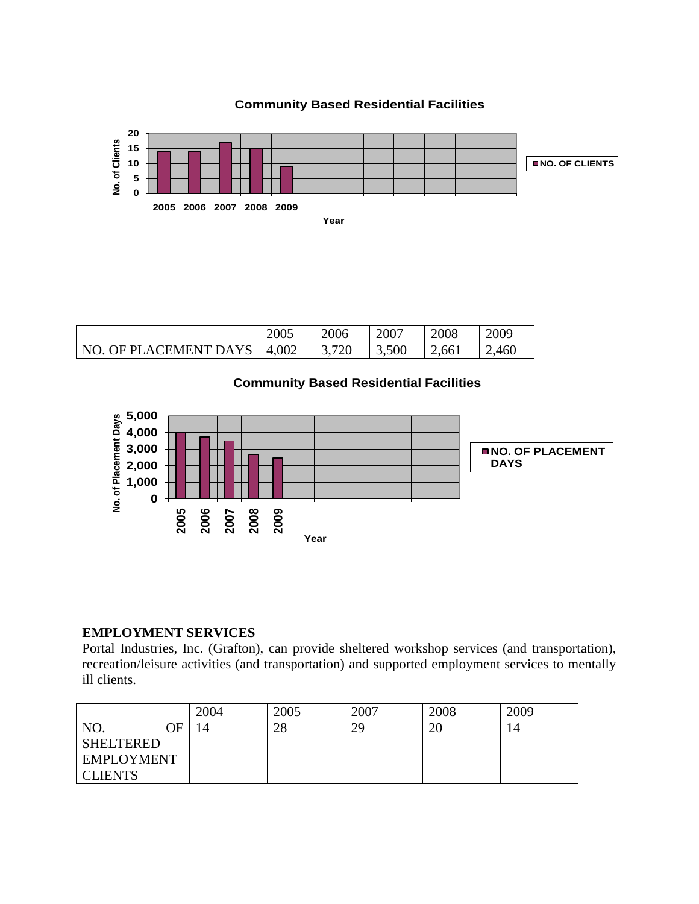**Community Based Residential Facilities**

| | 2005 | 2006 | 2007 | 2008 | 2009 |
|---|---|---|---|---|---|
| NO. OF PLACEMENT DAYS | 4,002 | 3,720 | 3,500 | 2,661 | 2,460 |

**Community Based Residential Facilities**

## EMPLOYMENT SERVICES

Portal Industries, Inc. (Grafton), can provide sheltered workshop services (and transportation), recreation/leisure activities (and transportation) and supported employment services to mentally ill clients.

| | 2004 | 2005 | 2007 | 2008 | 2009 |
|---|---|---|---|---|---|
| NO. OF SHELTERED EMPLOYMENT CLIENTS | 14 | 28 | 29 | 20 | 14 |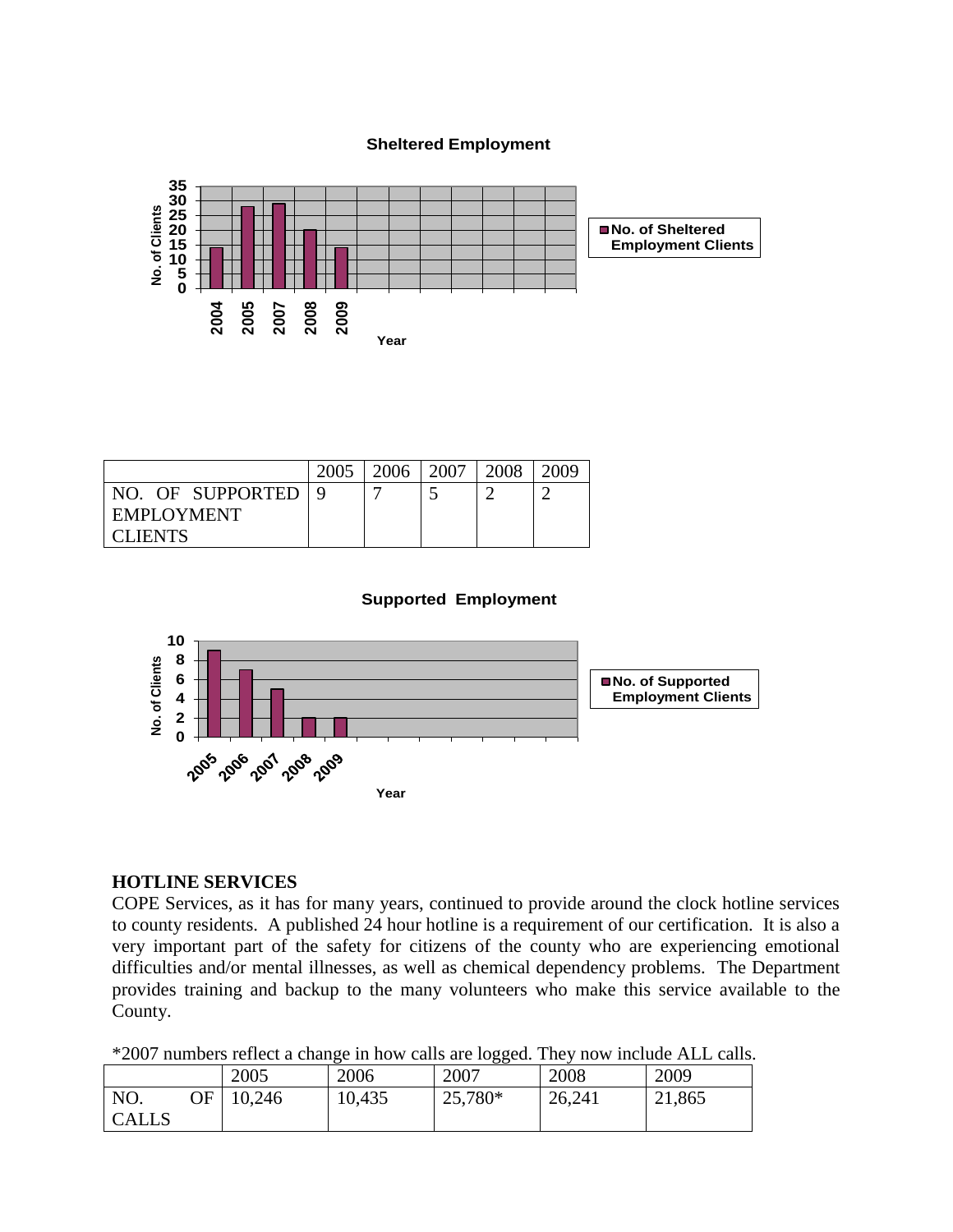**Sheltered Employment**

| | 2004 | 2005 | 2007 | 2008 | 2009 |
|---|---|---|---|---|---|
| No. of Sheltered Employment Clients | 14 | 28 | 29 | 20 | 14 |

|  | 2005 | 2006 | 2007 | 2008 | 2009 |
|---|---|---|---|---|---|
| NO. OF SUPPORTED EMPLOYMENT CLIENTS | 9 | 7 | 5 | 2 | 2 |

**Supported Employment**

| | 2005 | 2006 | 2007 | 2008 | 2009 |
|---|---|---|---|---|---|
| No. of Supported Employment Clients | 9 | 7 | 5 | 2 | 2 |

## HOTLINE SERVICES

COPE Services, as it has for many years, continued to provide around the clock hotline services to county residents. A published 24 hour hotline is a requirement of our certification. It is also a very important part of the safety for citizens of the county who are experiencing emotional difficulties and/or mental illnesses, as well as chemical dependency problems. The Department provides training and backup to the many volunteers who make this service available to the County.

*2007 numbers reflect a change in how calls are logged. They now include ALL calls.

|  | 2005 | 2006 | 2007 | 2008 | 2009 |
|---|---|---|---|---|---|
| NO. OF CALLS | 10,246 | 10,435 | 25,780* | 26,241 | 21,865 |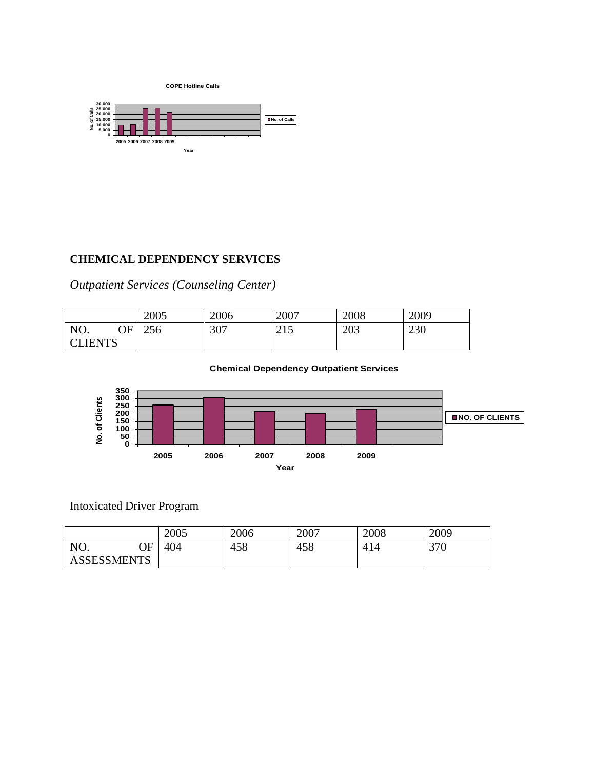COPE Hotline Calls

CHEMICAL DEPENDENCY SERVICES

*Outpatient Services (Counseling Center)*

| | 2005 | 2006 | 2007 | 2008 | 2009 |
|---|---|---|---|---|---|
| NO. OF CLIENTS | 256 | 307 | 215 | 203 | 230 |

Chemical Dependency Outpatient Services

Intoxicated Driver Program

| | 2005 | 2006 | 2007 | 2008 | 2009 |
|---|---|---|---|---|---|
| NO. OF ASSESSMENTS | 404 | 458 | 458 | 414 | 370 |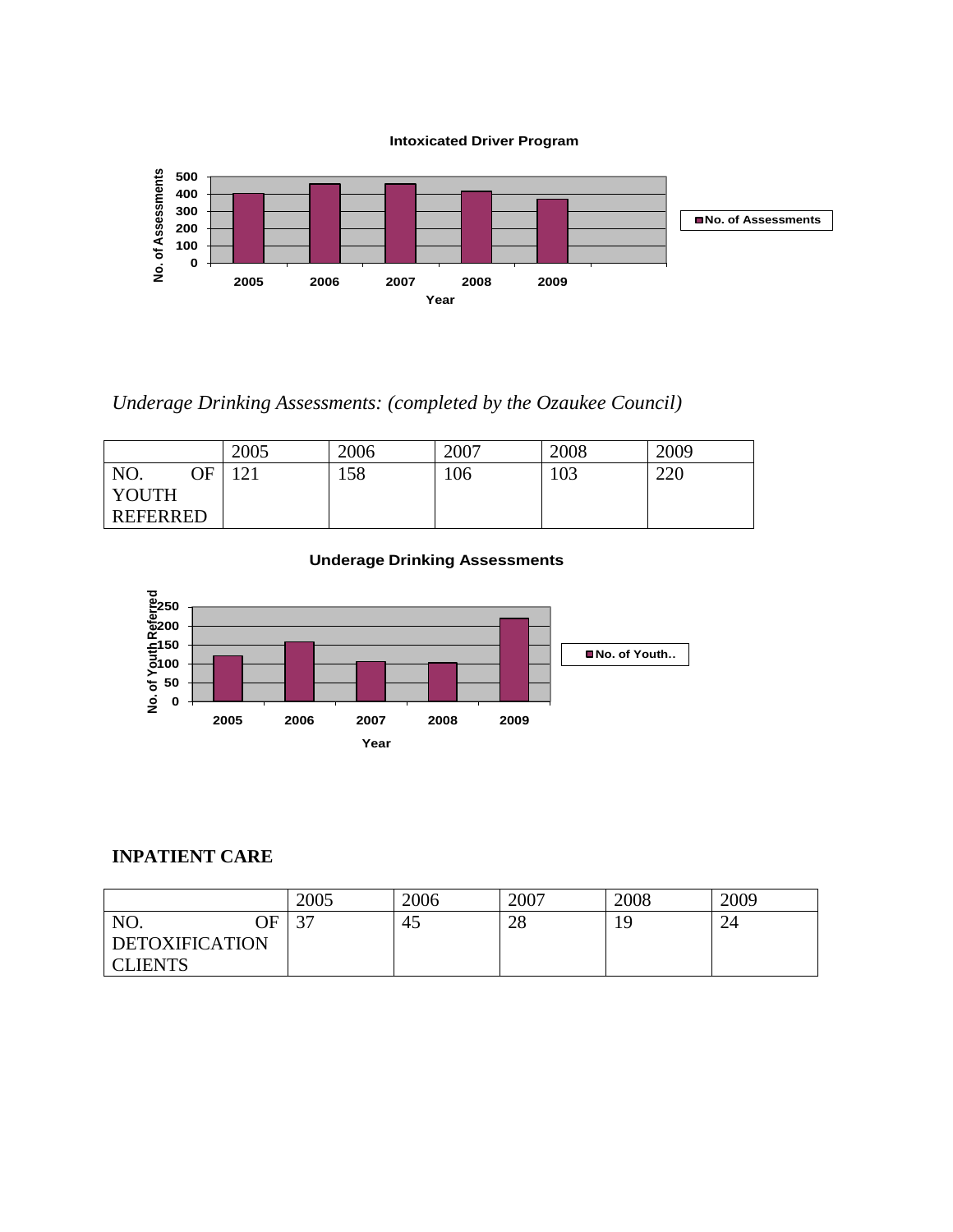Intoxicated Driver Program

*Underage Drinking Assessments: (completed by the Ozaukee Council)*

| | 2005 | 2006 | 2007 | 2008 | 2009 |
|---|---|---|---|---|---|
| NO. OF YOUTH REFERRED | 121 | 158 | 106 | 103 | 220 |

Underage Drinking Assessments

**INPATIENT CARE**

| | 2005 | 2006 | 2007 | 2008 | 2009 |
|---|---|---|---|---|---|
| NO. OF DETOXIFICATION CLIENTS | 37 | 45 | 28 | 19 | 24 |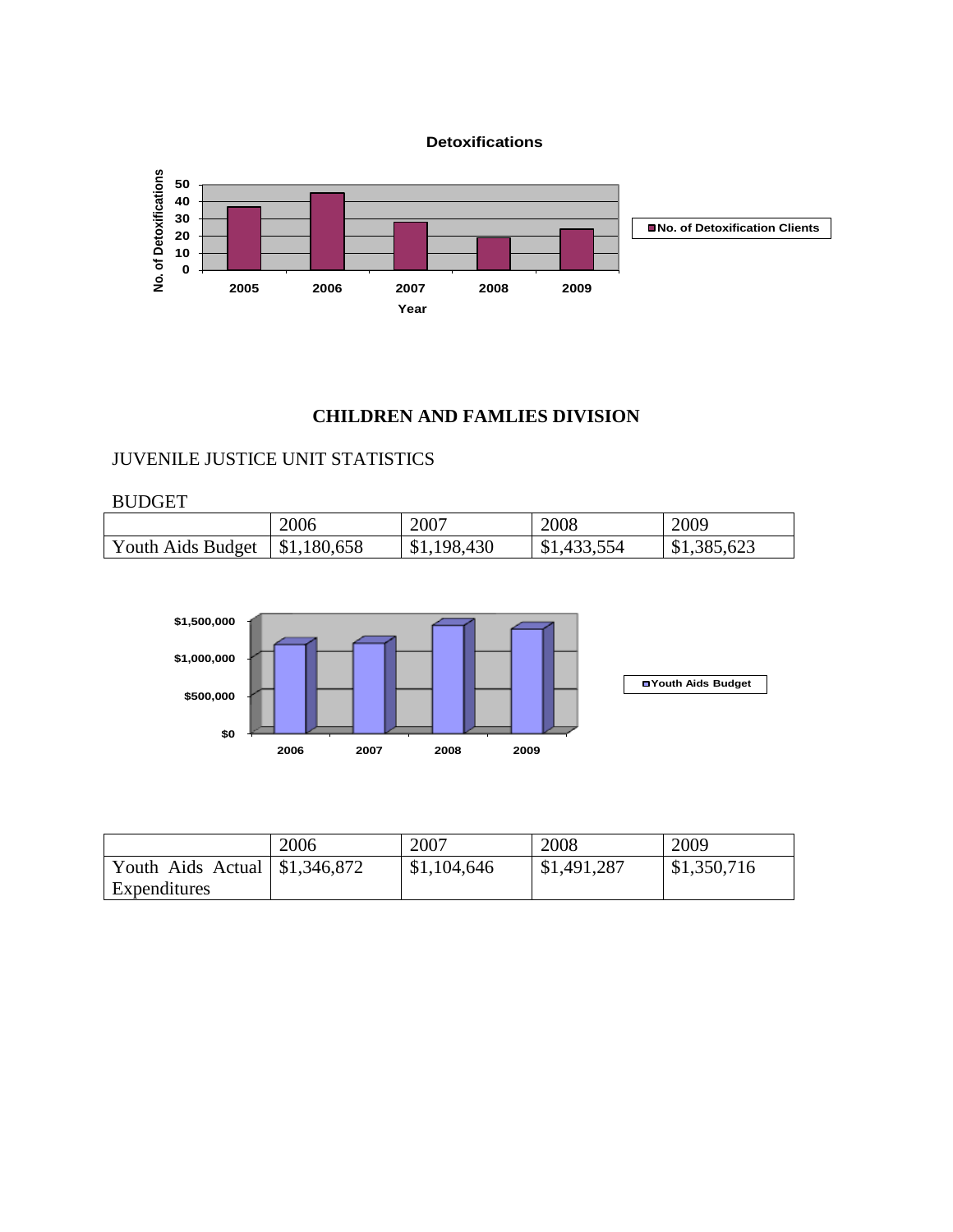**Detoxifications**

No. of Detoxifications: 2005, 2006, 2007, 2008, 2009 (Year)

■ No. of Detoxification Clients

## CHILDREN AND FAMLIES DIVISION

JUVENILE JUSTICE UNIT STATISTICS

BUDGET

| | 2006 | 2007 | 2008 | 2009 |
|---|---|---|---|---|
| Youth Aids Budget | $1,180,658 | $1,198,430 | $1,433,554 | $1,385,623 |

$1,500,000
$1,000,000
$500,000
$0

2006 2007 2008 2009

■ Youth Aids Budget

| | 2006 | 2007 | 2008 | 2009 |
|---|---|---|---|---|
| Youth Aids Actual Expenditures | $1,346,872 | $1,104,646 | $1,491,287 | $1,350,716 |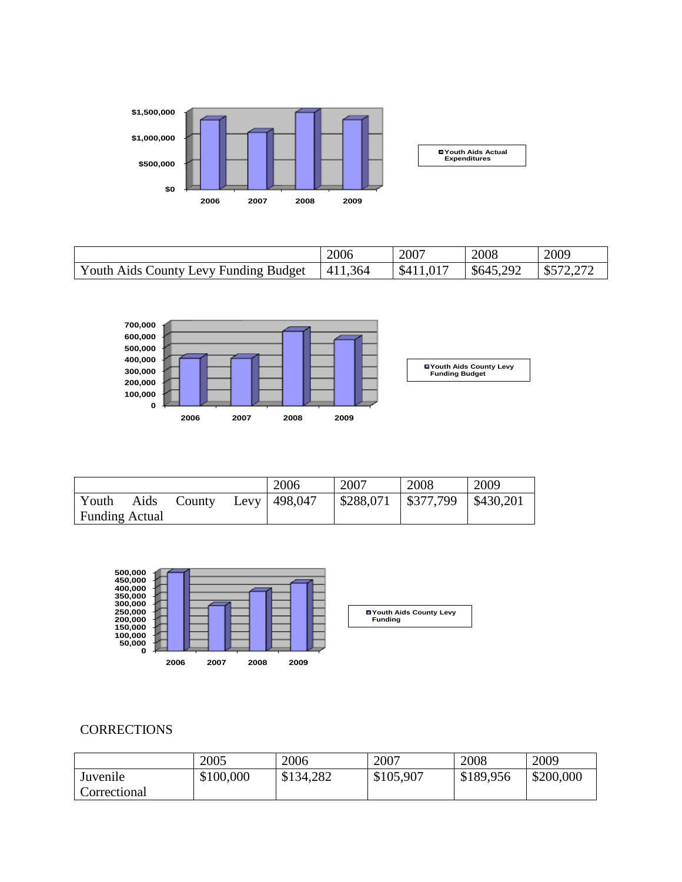| | 2006 | 2007 | 2008 | 2009 |
|---|---|---|---|---|
| Youth Aids County Levy Funding Budget | 411,364 | $411,017 | $645,292 | $572,272 |

| | 2006 | 2007 | 2008 | 2009 |
|---|---|---|---|---|
| Youth Aids County Levy Funding Actual | 498,047 | $288,071 | $377,799 | $430,201 |

CORRECTIONS

| | 2005 | 2006 | 2007 | 2008 | 2009 |
|---|---|---|---|---|---|
| Juvenile Correctional | $100,000 | $134,282 | $105,907 | $189,956 | $200,000 |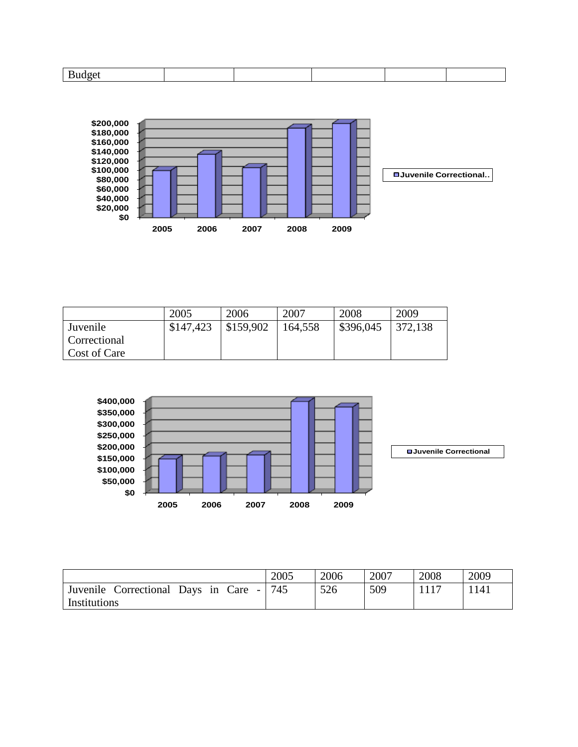| Budget | | | | | |
|---|---|---|---|---|---|

| | 2005 | 2006 | 2007 | 2008 | 2009 |
|---|---|---|---|---|---|
| Juvenile Correctional Cost of Care | $147,423 | $159,902 | 164,558 | $396,045 | 372,138 |

| | 2005 | 2006 | 2007 | 2008 | 2009 |
|---|---|---|---|---|---|
| Juvenile Correctional Days in Care - Institutions | 745 | 526 | 509 | 1117 | 1141 |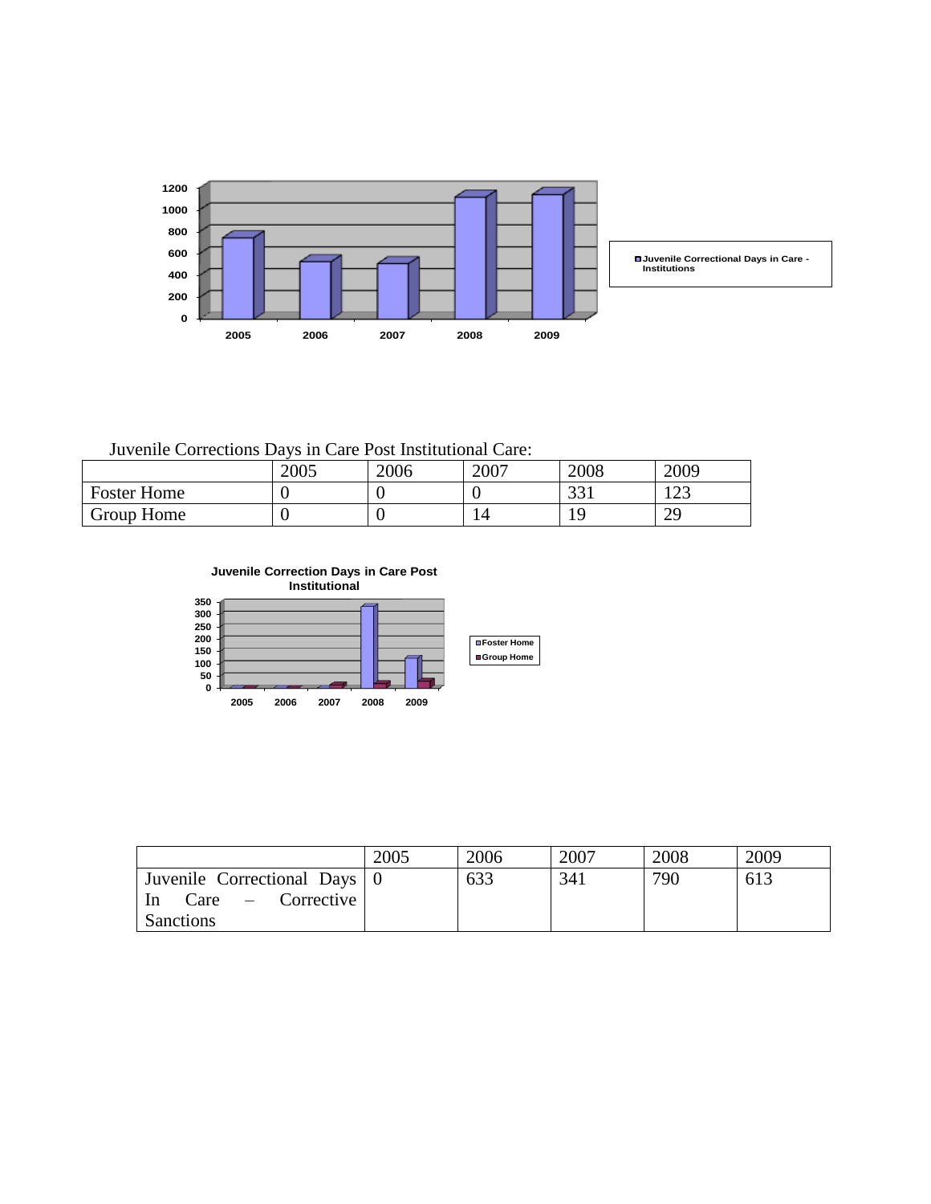Juvenile Corrections Days in Care Post Institutional Care:

| | 2005 | 2006 | 2007 | 2008 | 2009 |
|---|---|---|---|---|---|
| Foster Home | 0 | 0 | 0 | 331 | 123 |
| Group Home | 0 | 0 | 14 | 19 | 29 |

| | 2005 | 2006 | 2007 | 2008 | 2009 |
|---|---|---|---|---|---|
| Juvenile Correctional Days In Care – Corrective Sanctions | 0 | 633 | 341 | 790 | 613 |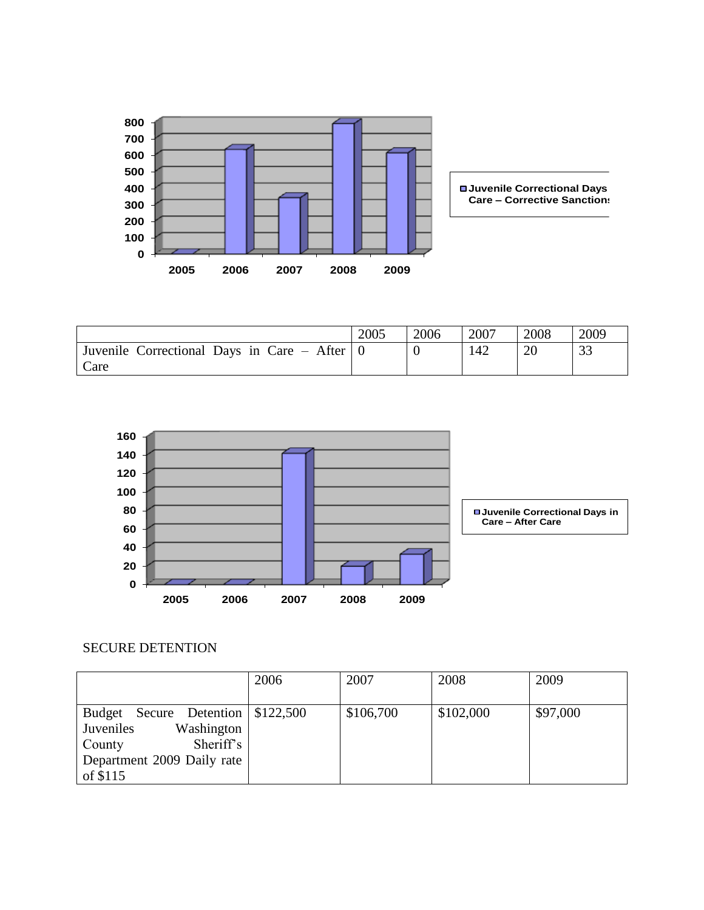| | 2005 | 2006 | 2007 | 2008 | 2009 |
|---|---|---|---|---|---|
| Juvenile Correctional Days in Care – After Care | 0 | 0 | 142 | 20 | 33 |

SECURE DETENTION

| | 2006 | 2007 | 2008 | 2009 |
|---|---|---|---|---|
| Budget Secure Detention Juveniles Washington County Sheriff's Department 2009 Daily rate of $115 | $122,500 | $106,700 | $102,000 | $97,000 |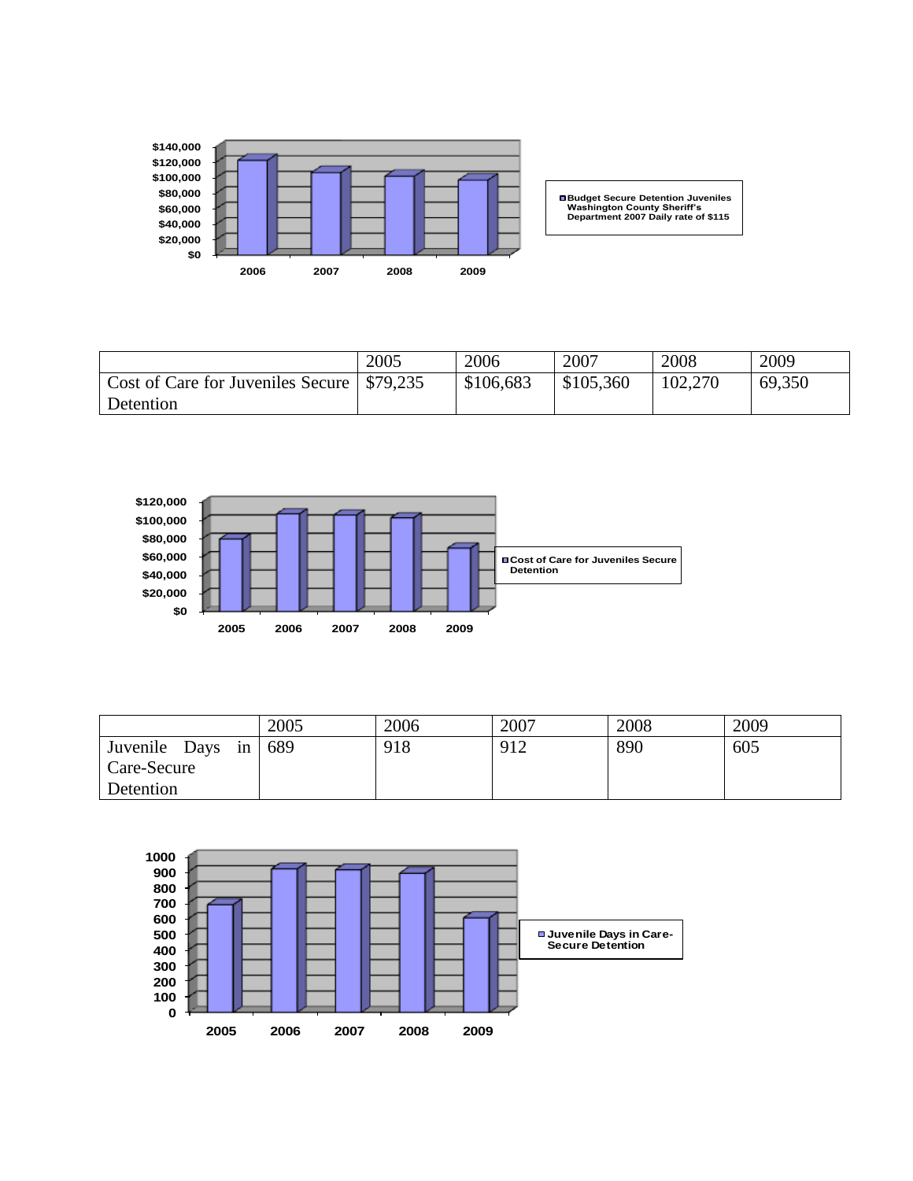| | 2005 | 2006 | 2007 | 2008 | 2009 |
|---|---|---|---|---|---|
| Cost of Care for Juveniles Secure Detention | $79,235 | $106,683 | $105,360 | 102,270 | 69,350 |

| | 2005 | 2006 | 2007 | 2008 | 2009 |
|---|---|---|---|---|---|
| Juvenile Days in Care-Secure Detention | 689 | 918 | 912 | 890 | 605 |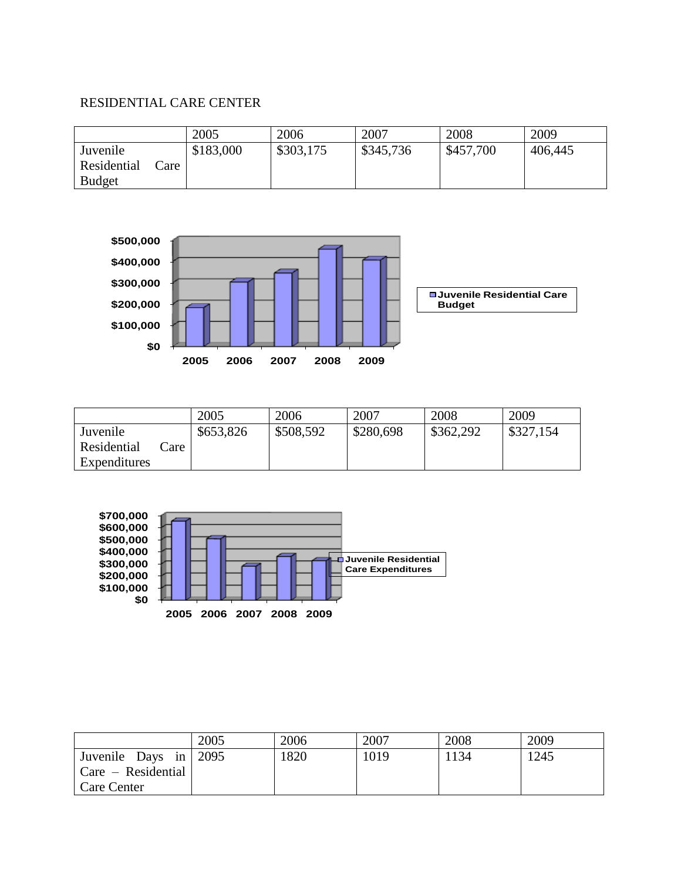RESIDENTIAL CARE CENTER

| | 2005 | 2006 | 2007 | 2008 | 2009 |
|---|---|---|---|---|---|
| Juvenile Residential Care Budget | $183,000 | $303,175 | $345,736 | $457,700 | 406,445 |

| | 2005 | 2006 | 2007 | 2008 | 2009 |
|---|---|---|---|---|---|
| Juvenile Residential Care Expenditures | $653,826 | $508,592 | $280,698 | $362,292 | $327,154 |

| | 2005 | 2006 | 2007 | 2008 | 2009 |
|---|---|---|---|---|---|
| Juvenile Days in Care – Residential Care Center | 2095 | 1820 | 1019 | 1134 | 1245 |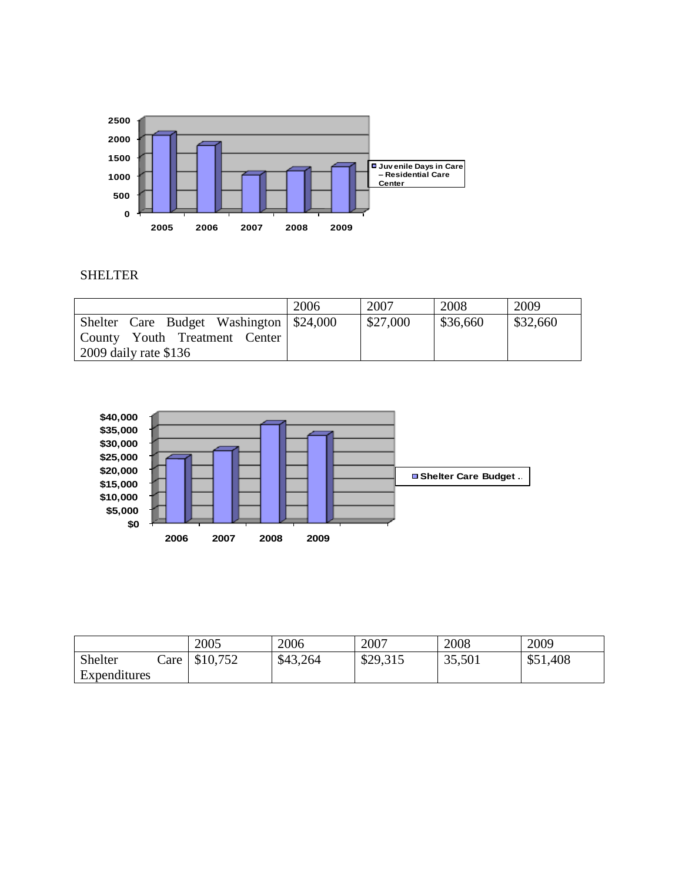SHELTER

| | 2006 | 2007 | 2008 | 2009 |
|---|---|---|---|---|
| Shelter Care Budget Washington County Youth Treatment Center 2009 daily rate $136 | $24,000 | $27,000 | $36,660 | $32,660 |

| | 2005 | 2006 | 2007 | 2008 | 2009 |
|---|---|---|---|---|---|
| Shelter Care Expenditures | $10,752 | $43,264 | $29,315 | 35,501 | $51,408 |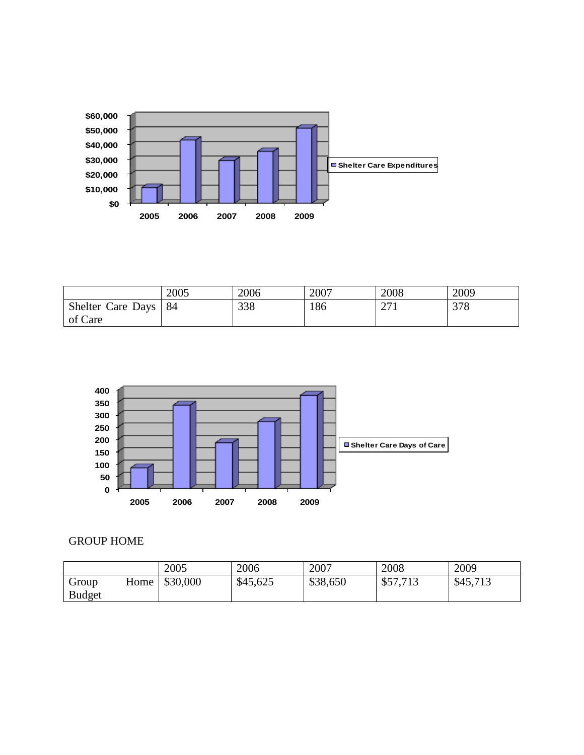| | 2005 | 2006 | 2007 | 2008 | 2009 |
|---|---|---|---|---|---|
| Shelter Care Days of Care | 84 | 338 | 186 | 271 | 378 |

GROUP HOME

| | 2005 | 2006 | 2007 | 2008 | 2009 |
|---|---|---|---|---|---|
| Group Home Budget | $30,000 | $45,625 | $38,650 | $57,713 | $45,713 |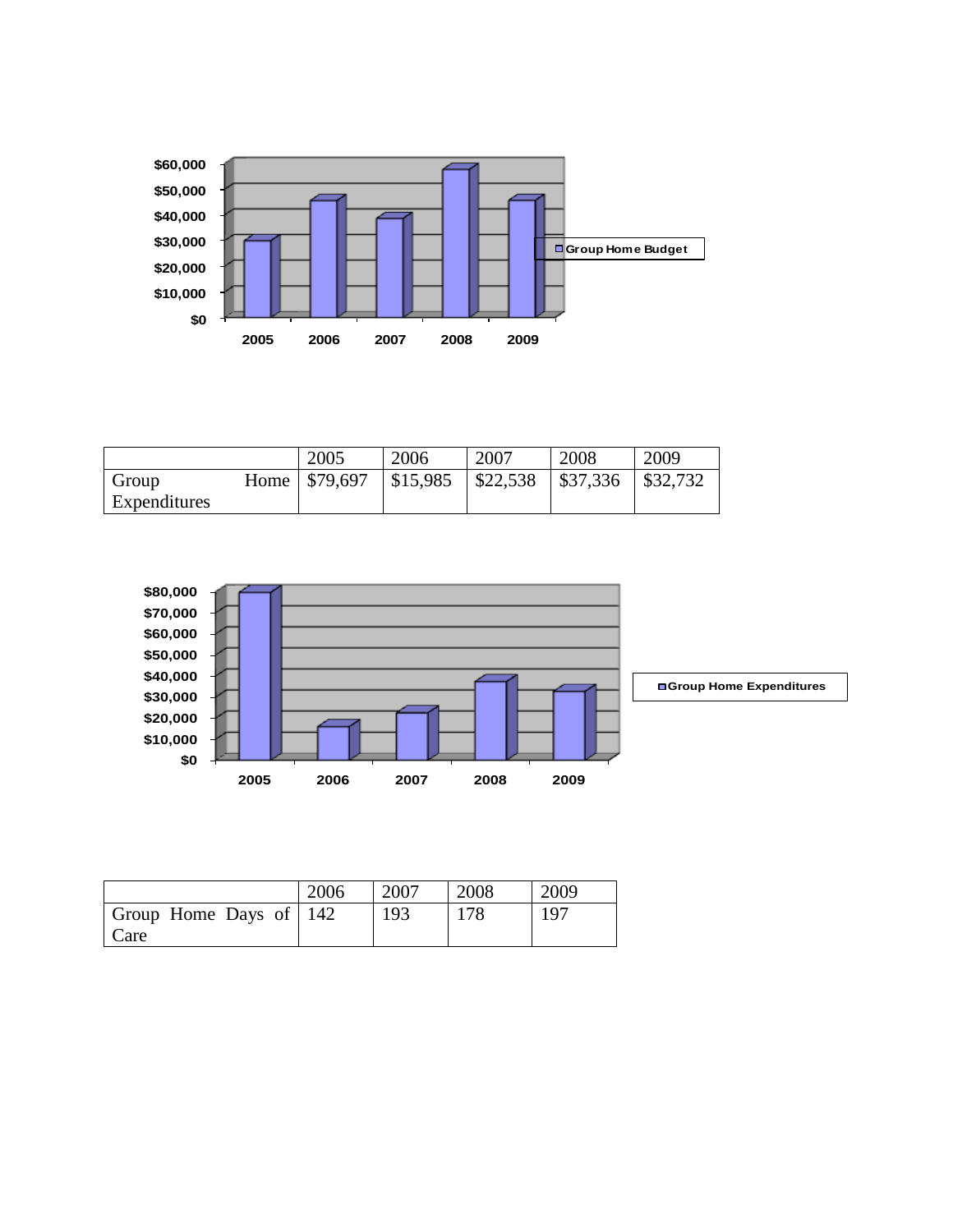|  | 2005 | 2006 | 2007 | 2008 | 2009 |
|---|---|---|---|---|---|
| Group Home Expenditures | $79,697 | $15,985 | $22,538 | $37,336 | $32,732 |

|  | 2006 | 2007 | 2008 | 2009 |
|---|---|---|---|---|
| Group Home Days of Care | 142 | 193 | 178 | 197 |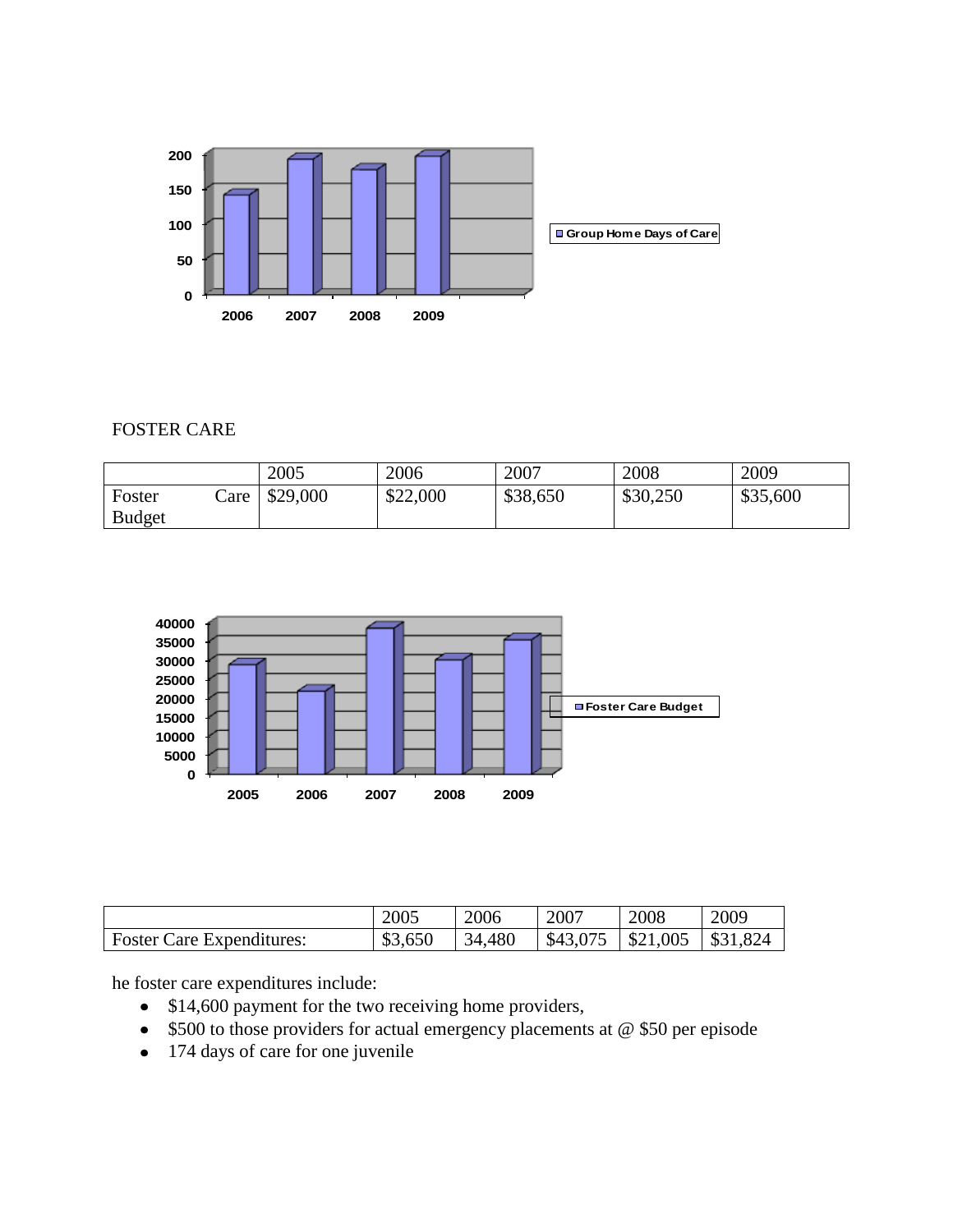FOSTER CARE

| | 2005 | 2006 | 2007 | 2008 | 2009 |
|---|---|---|---|---|---|
| Foster Care Budget | $29,000 | $22,000 | $38,650 | $30,250 | $35,600 |

| | 2005 | 2006 | 2007 | 2008 | 2009 |
|---|---|---|---|---|---|
| Foster Care Expenditures: | $3,650 | 34,480 | $43,075 | $21,005 | $31,824 |

he foster care expenditures include:

- $14,600 payment for the two receiving home providers,
- $500 to those providers for actual emergency placements at @ $50 per episode
- 174 days of care for one juvenile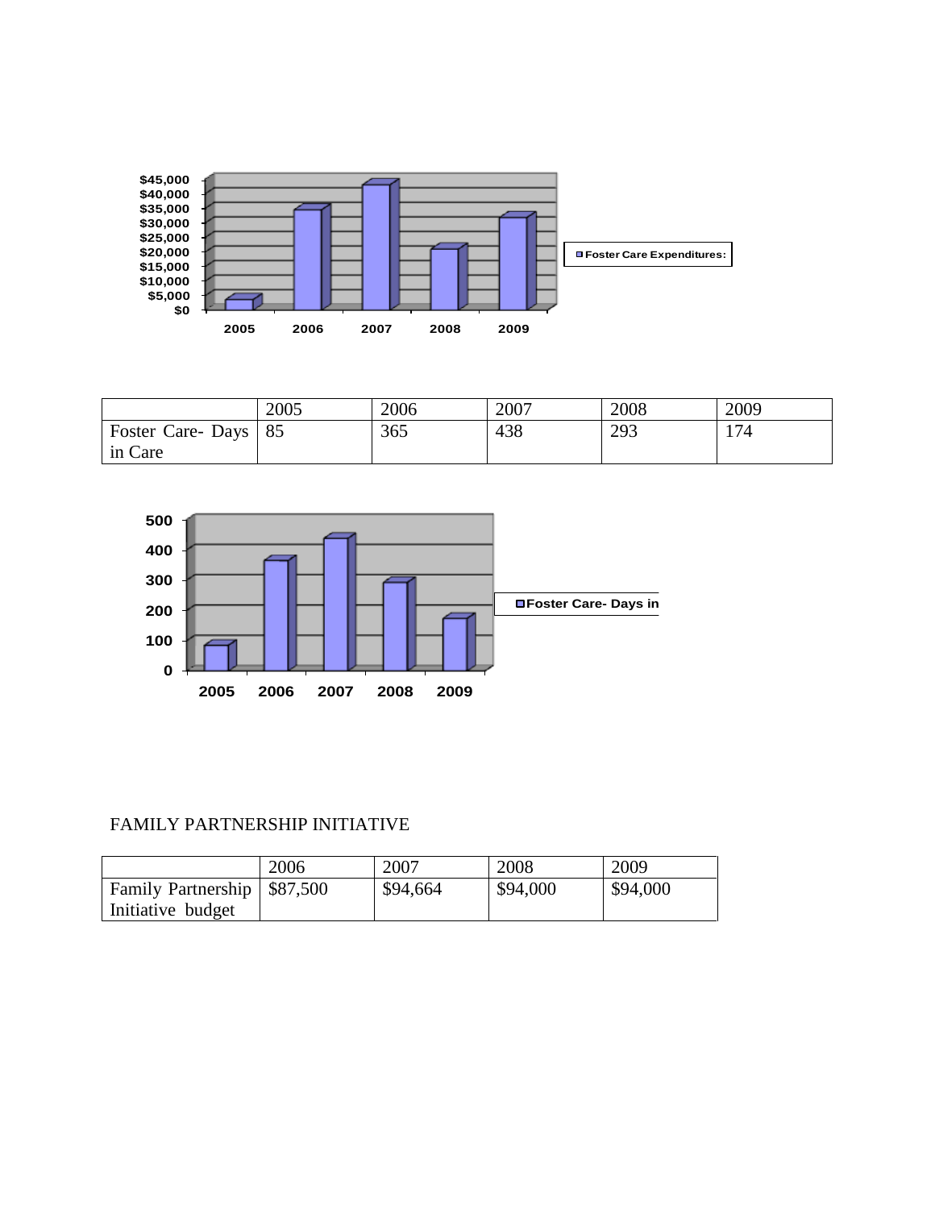| | 2005 | 2006 | 2007 | 2008 | 2009 |
|---|---|---|---|---|---|
| Foster Care- Days in Care | 85 | 365 | 438 | 293 | 174 |

FAMILY PARTNERSHIP INITIATIVE

| | 2006 | 2007 | 2008 | 2009 |
|---|---|---|---|---|
| Family Partnership Initiative budget | $87,500 | $94,664 | $94,000 | $94,000 |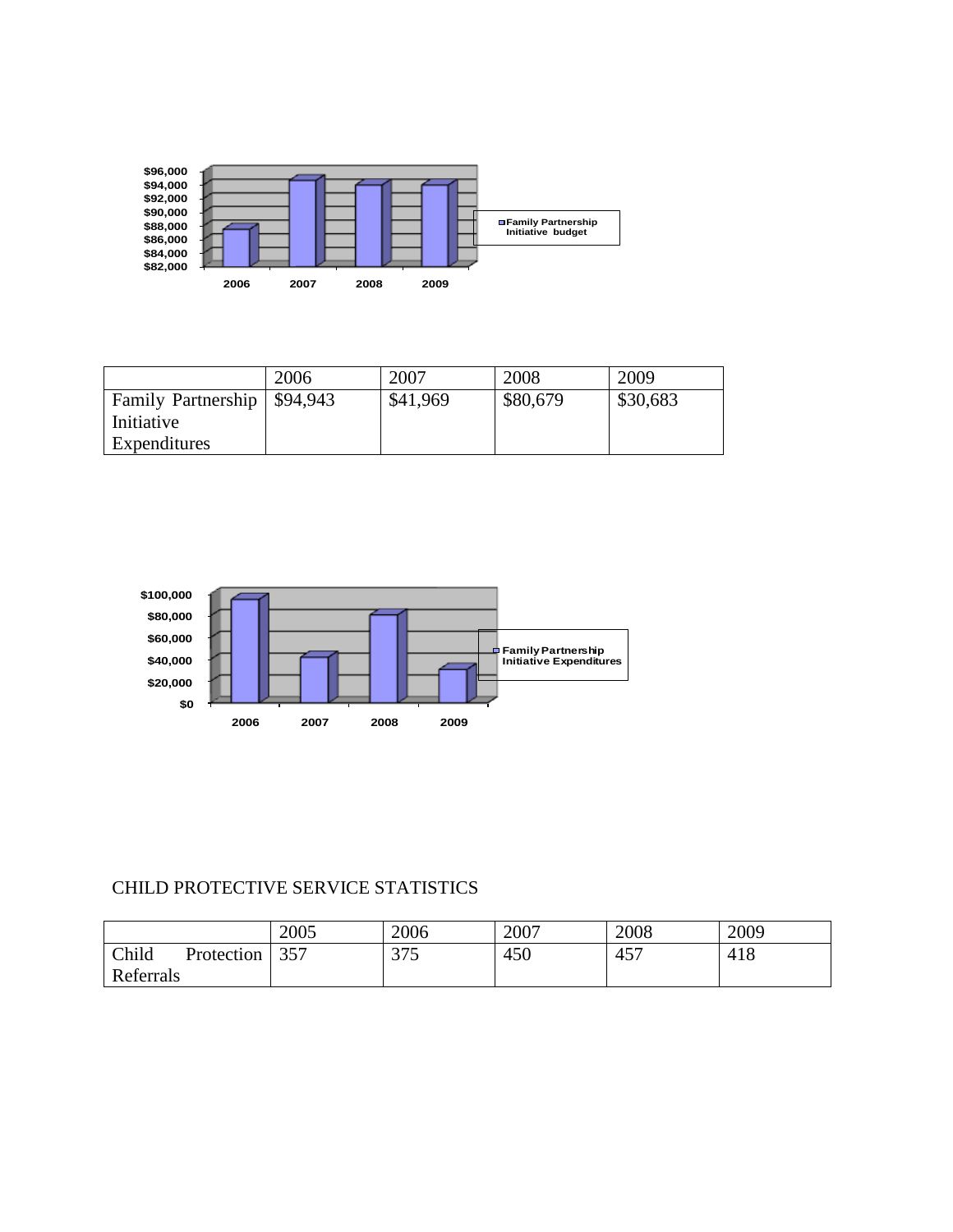| | 2006 | 2007 | 2008 | 2009 |
|---|---|---|---|---|
| Family Partnership Initiative Expenditures | $94,943 | $41,969 | $80,679 | $30,683 |

CHILD PROTECTIVE SERVICE STATISTICS

| | 2005 | 2006 | 2007 | 2008 | 2009 |
|---|---|---|---|---|---|
| Child Protection Referrals | 357 | 375 | 450 | 457 | 418 |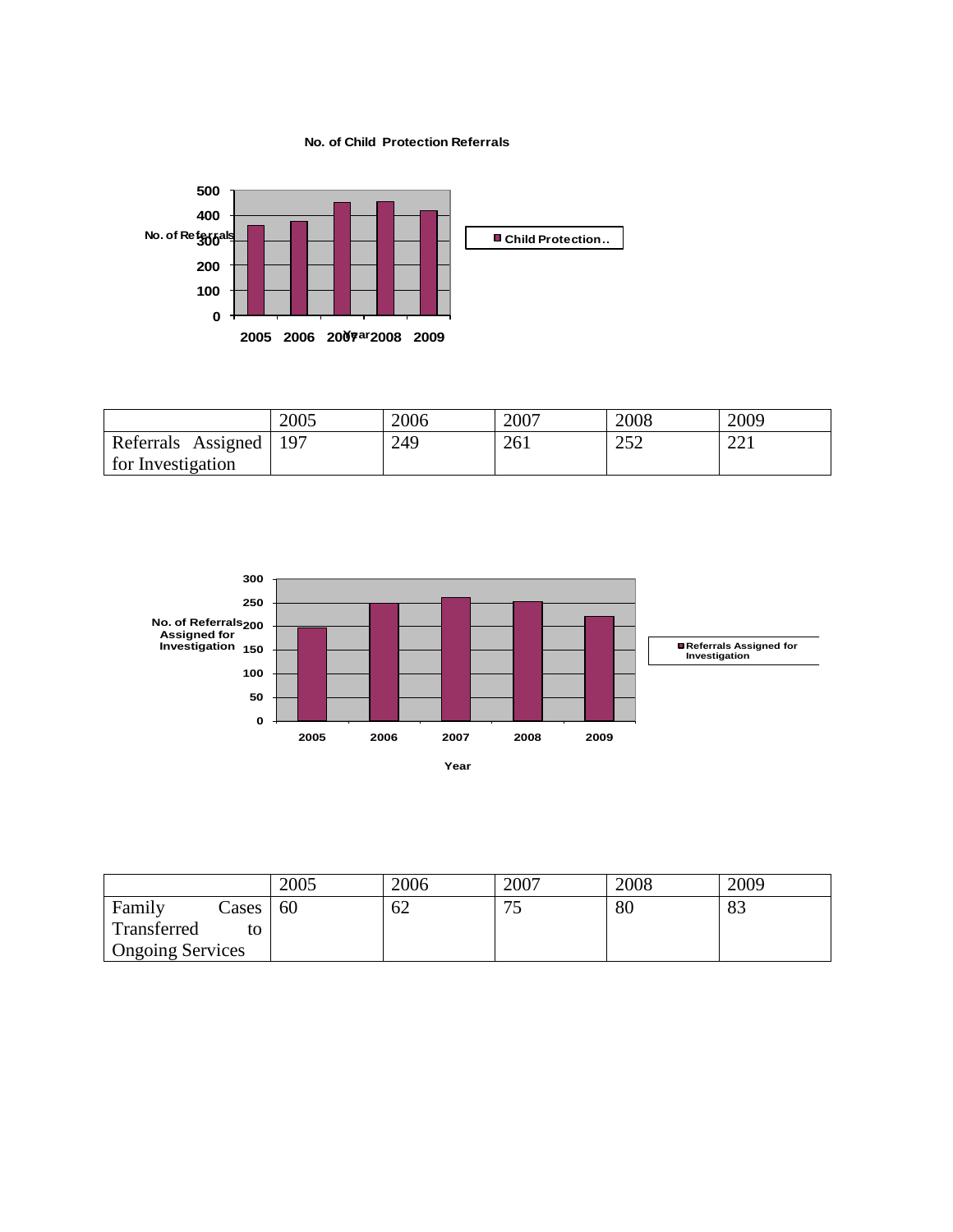**No. of Child Protection Referrals**

| | 2005 | 2006 | 2007 | 2008 | 2009 |
|---|---|---|---|---|---|
| Referrals Assigned for Investigation | 197 | 249 | 261 | 252 | 221 |

| | 2005 | 2006 | 2007 | 2008 | 2009 |
|---|---|---|---|---|---|
| Family Cases Transferred to Ongoing Services | 60 | 62 | 75 | 80 | 83 |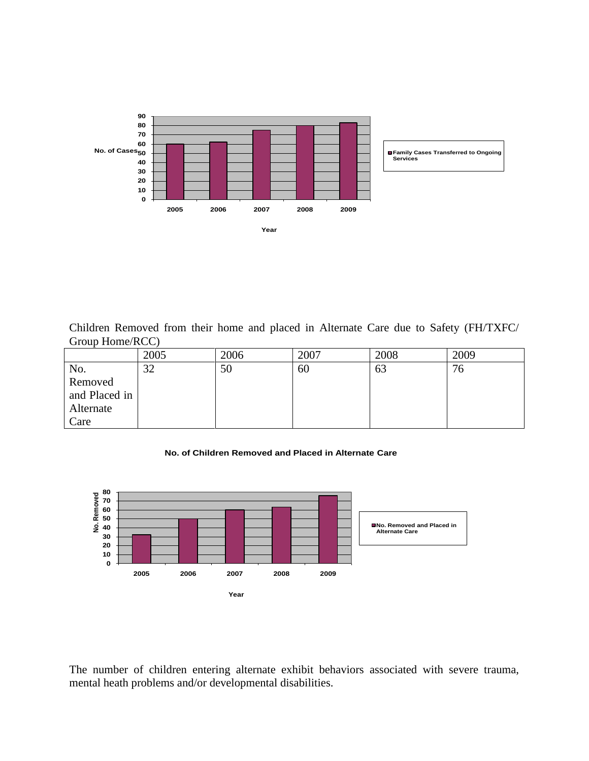Children Removed from their home and placed in Alternate Care due to Safety (FH/TXFC/ Group Home/RCC)

| | 2005 | 2006 | 2007 | 2008 | 2009 |
|---|---|---|---|---|---|
| No. Removed and Placed in Alternate Care | 32 | 50 | 60 | 63 | 76 |

The number of children entering alternate exhibit behaviors associated with severe trauma, mental heath problems and/or developmental disabilities.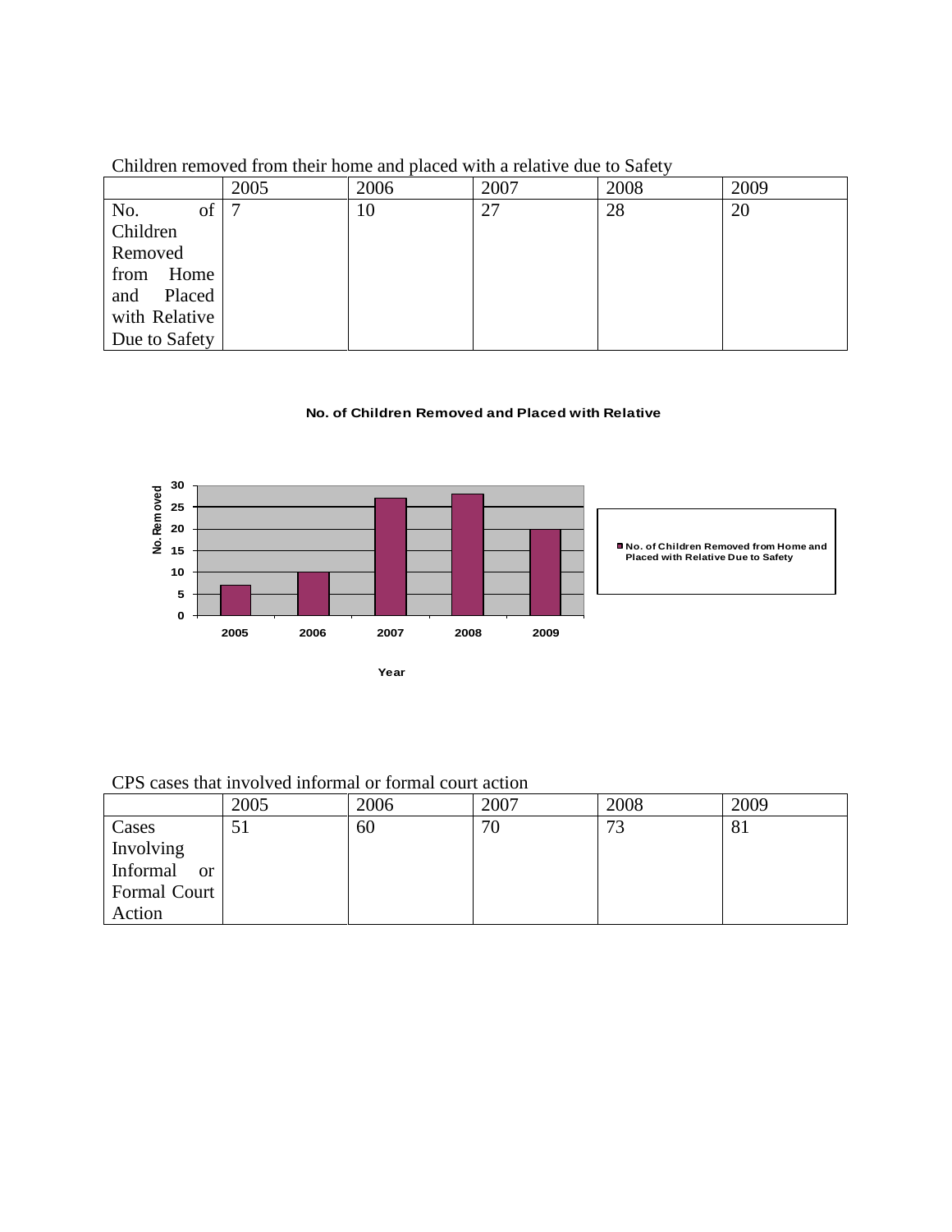Children removed from their home and placed with a relative due to Safety

| | 2005 | 2006 | 2007 | 2008 | 2009 |
|---|---|---|---|---|---|
| No. of Children Removed from Home and Placed with Relative Due to Safety | 7 | 10 | 27 | 28 | 20 |

**No. of Children Removed and Placed with Relative**

| Year | No. of Children Removed from Home and Placed with Relative Due to Safety |
|---|---|
| 2005 | 7 |
| 2006 | 10 |
| 2007 | 27 |
| 2008 | 28 |
| 2009 | 20 |

CPS cases that involved informal or formal court action

| | 2005 | 2006 | 2007 | 2008 | 2009 |
|---|---|---|---|---|---|
| Cases Involving Informal or Formal Court Action | 51 | 60 | 70 | 73 | 81 |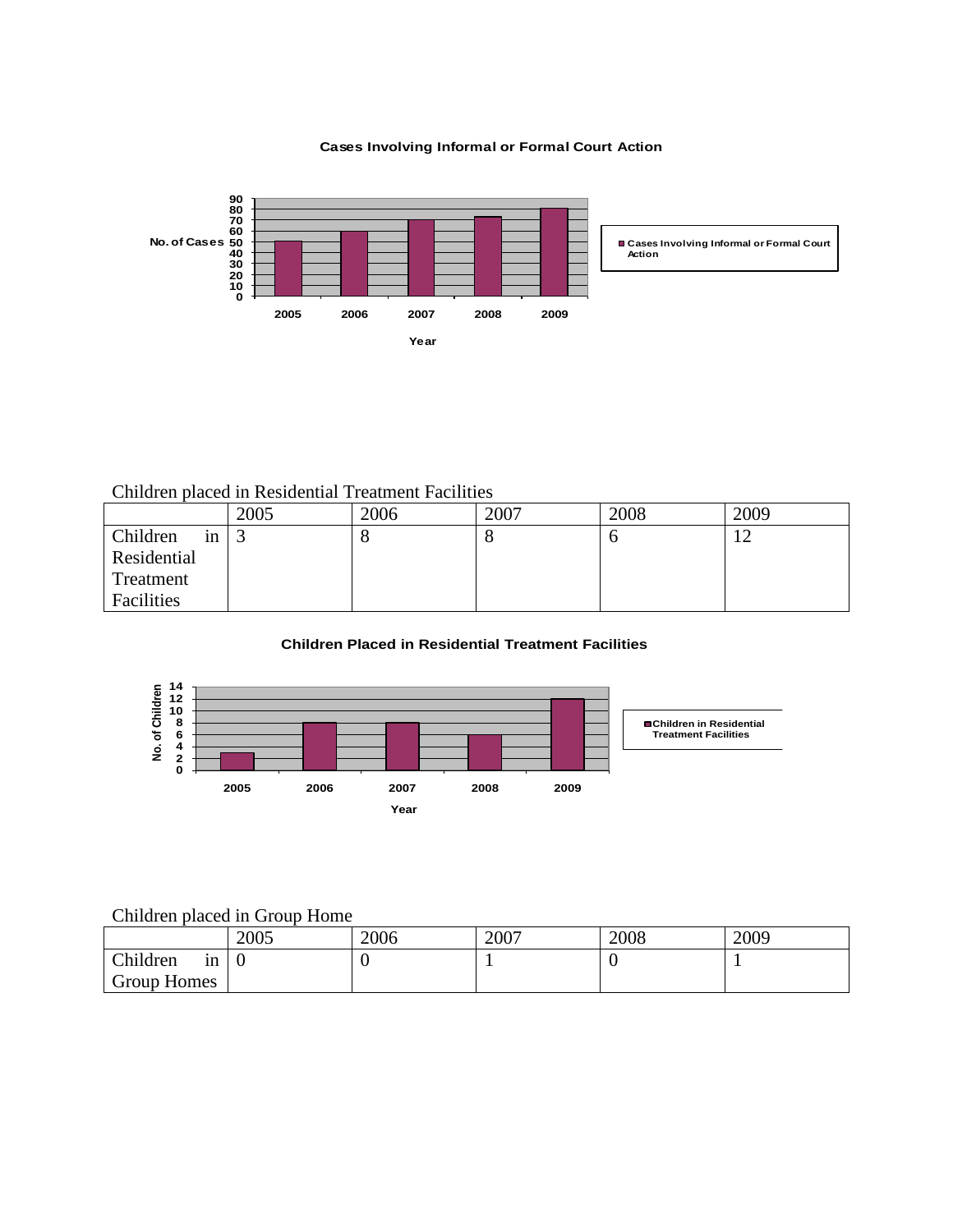**Cases Involving Informal or Formal Court Action**

Children placed in Residential Treatment Facilities

| | 2005 | 2006 | 2007 | 2008 | 2009 |
|---|---|---|---|---|---|
| Children in Residential Treatment Facilities | 3 | 8 | 8 | 6 | 12 |

**Children Placed in Residential Treatment Facilities**

Children placed in Group Home

| | 2005 | 2006 | 2007 | 2008 | 2009 |
|---|---|---|---|---|---|
| Children in Group Homes | 0 | 0 | 1 | 0 | 1 |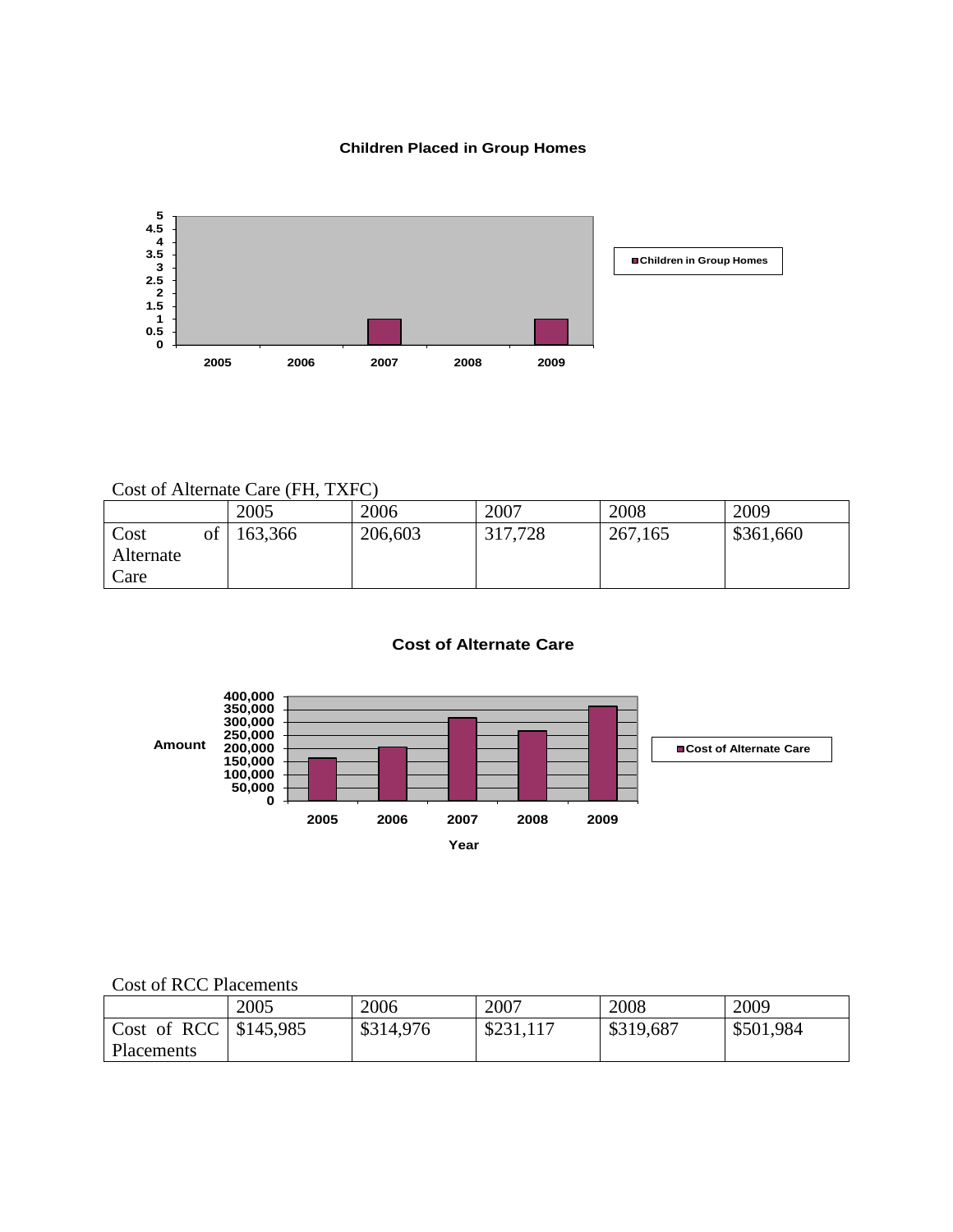**Children Placed in Group Homes**

Cost of Alternate Care (FH, TXFC)

| | 2005 | 2006 | 2007 | 2008 | 2009 |
|---|---|---|---|---|---|
| Cost of Alternate Care | 163,366 | 206,603 | 317,728 | 267,165 | $361,660 |

**Cost of Alternate Care**

Cost of RCC Placements

| | 2005 | 2006 | 2007 | 2008 | 2009 |
|---|---|---|---|---|---|
| Cost of RCC Placements | $145,985 | $314,976 | $231,117 | $319,687 | $501,984 |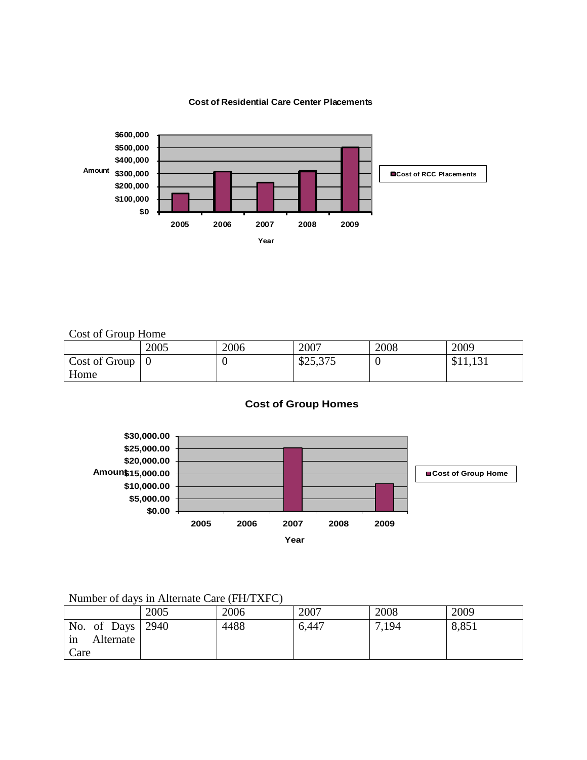Cost of Group Home

| | 2005 | 2006 | 2007 | 2008 | 2009 |
|---|---|---|---|---|---|
| Cost of Group Home | 0 | 0 | $25,375 | 0 | $11,131 |

Number of days in Alternate Care (FH/TXFC)

| | 2005 | 2006 | 2007 | 2008 | 2009 |
|---|---|---|---|---|---|
| No. of Days in Alternate Care | 2940 | 4488 | 6,447 | 7,194 | 8,851 |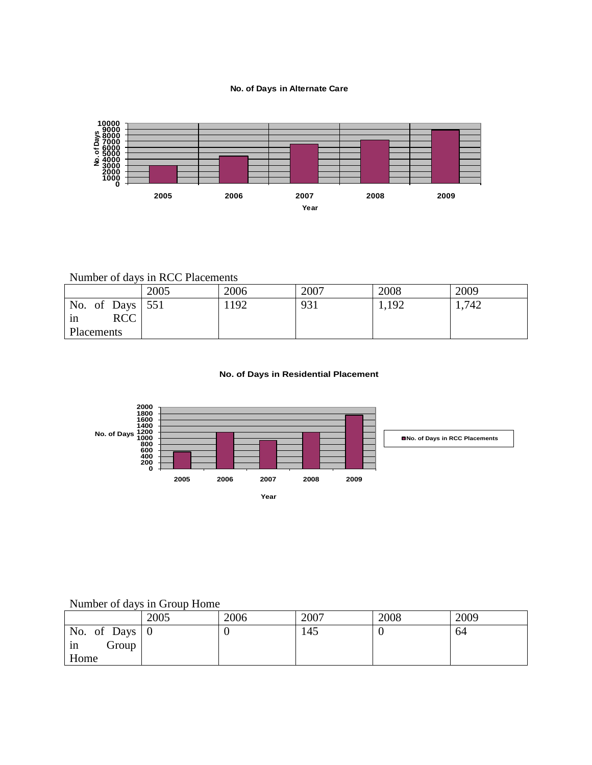**No. of Days in Alternate Care**

Number of days in RCC Placements

| | 2005 | 2006 | 2007 | 2008 | 2009 |
|---|---|---|---|---|---|
| No. of Days in RCC Placements | 551 | 1192 | 931 | 1,192 | 1,742 |

**No. of Days in Residential Placement**

Number of days in Group Home

| | 2005 | 2006 | 2007 | 2008 | 2009 |
|---|---|---|---|---|---|
| No. of Days in Group Home | 0 | 0 | 145 | 0 | 64 |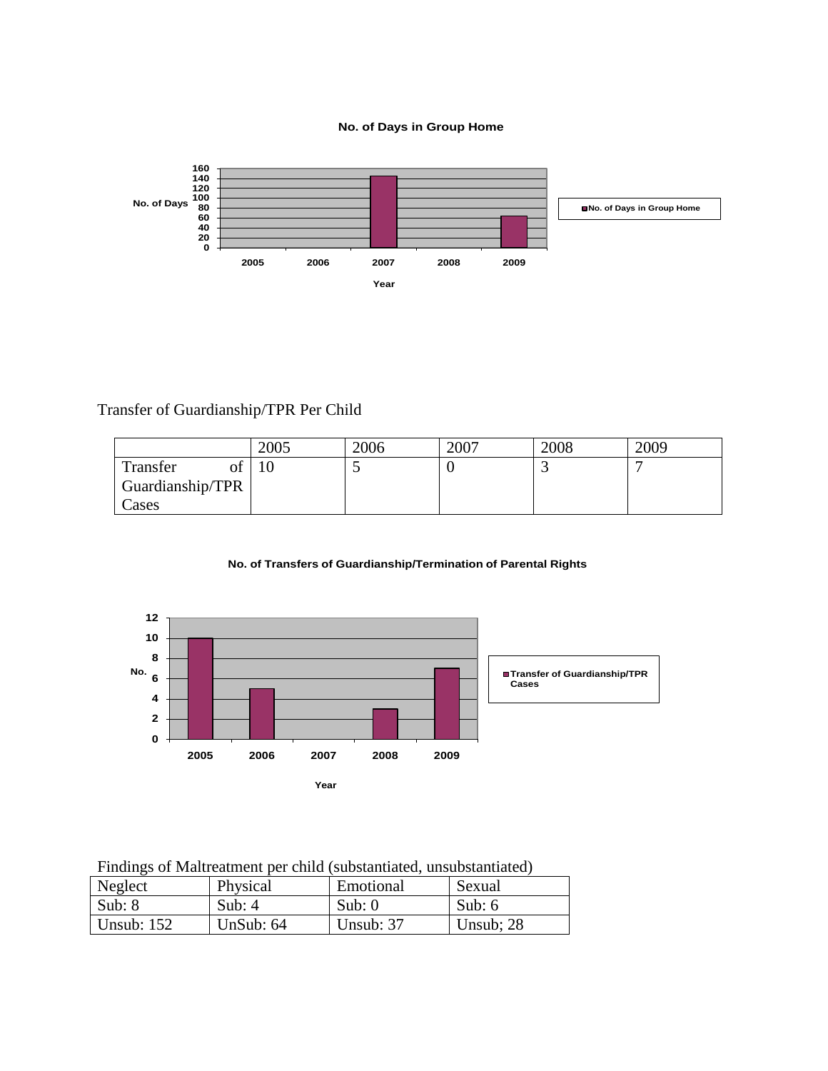No. of Days in Group Home

Transfer of Guardianship/TPR Per Child

| | 2005 | 2006 | 2007 | 2008 | 2009 |
|---|---|---|---|---|---|
| Transfer of Guardianship/TPR Cases | 10 | 5 | 0 | 3 | 7 |

No. of Transfers of Guardianship/Termination of Parental Rights

Findings of Maltreatment per child (substantiated, unsubstantiated)

| Neglect | Physical | Emotional | Sexual |
|---|---|---|---|
| Sub: 8 | Sub: 4 | Sub: 0 | Sub: 6 |
| Unsub: 152 | UnSub: 64 | Unsub: 37 | Unsub; 28 |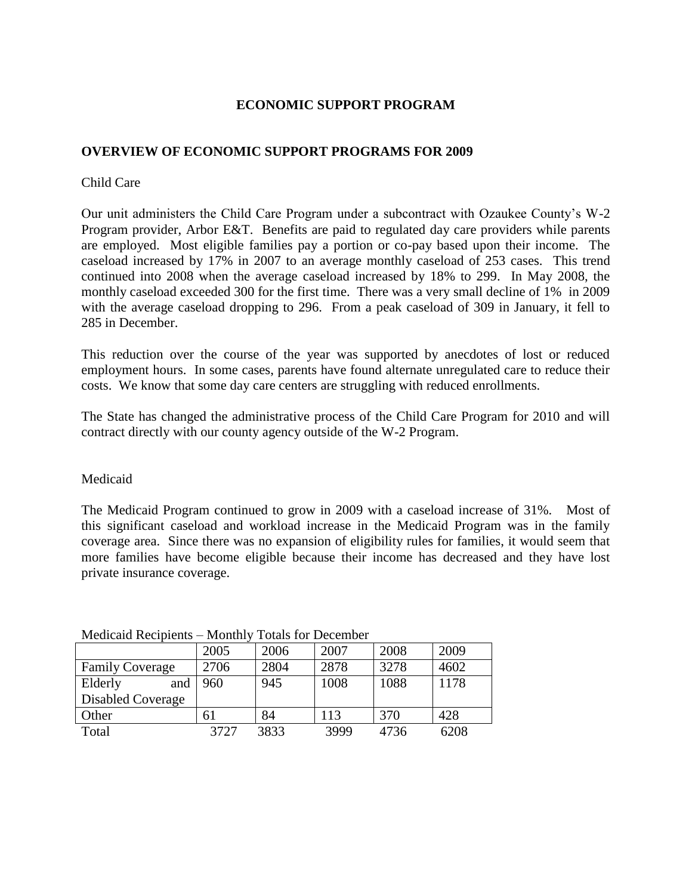# ECONOMIC SUPPORT PROGRAM

## OVERVIEW OF ECONOMIC SUPPORT PROGRAMS FOR 2009

Child Care

Our unit administers the Child Care Program under a subcontract with Ozaukee County's W-2 Program provider, Arbor E&T. Benefits are paid to regulated day care providers while parents are employed. Most eligible families pay a portion or co-pay based upon their income. The caseload increased by 17% in 2007 to an average monthly caseload of 253 cases. This trend continued into 2008 when the average caseload increased by 18% to 299. In May 2008, the monthly caseload exceeded 300 for the first time. There was a very small decline of 1% in 2009 with the average caseload dropping to 296. From a peak caseload of 309 in January, it fell to 285 in December.

This reduction over the course of the year was supported by anecdotes of lost or reduced employment hours. In some cases, parents have found alternate unregulated care to reduce their costs. We know that some day care centers are struggling with reduced enrollments.

The State has changed the administrative process of the Child Care Program for 2010 and will contract directly with our county agency outside of the W-2 Program.

Medicaid

The Medicaid Program continued to grow in 2009 with a caseload increase of 31%. Most of this significant caseload and workload increase in the Medicaid Program was in the family coverage area. Since there was no expansion of eligibility rules for families, it would seem that more families have become eligible because their income has decreased and they have lost private insurance coverage.

Medicaid Recipients – Monthly Totals for December

| | 2005 | 2006 | 2007 | 2008 | 2009 |
|---|---|---|---|---|---|
| Family Coverage | 2706 | 2804 | 2878 | 3278 | 4602 |
| Elderly and Disabled Coverage | 960 | 945 | 1008 | 1088 | 1178 |
| Other | 61 | 84 | 113 | 370 | 428 |
| Total | 3727 | 3833 | 3999 | 4736 | 6208 |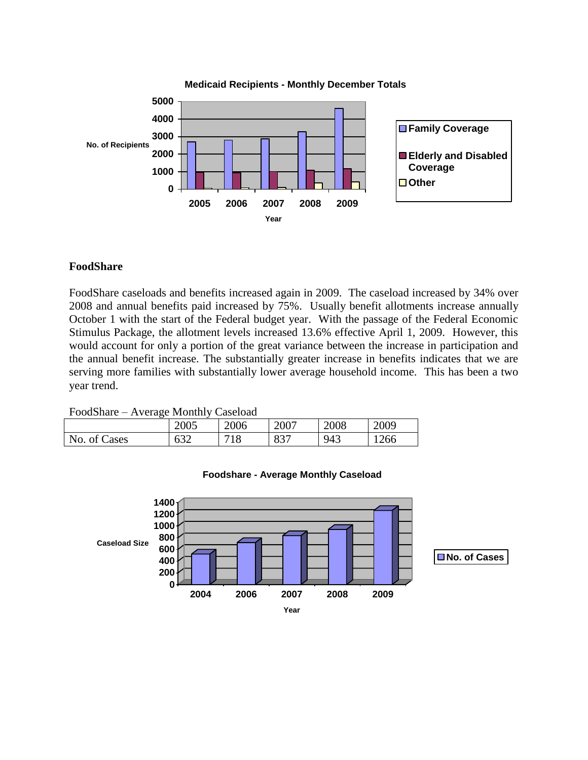**Medicaid Recipients - Monthly December Totals**

## FoodShare

FoodShare caseloads and benefits increased again in 2009. The caseload increased by 34% over 2008 and annual benefits paid increased by 75%. Usually benefit allotments increase annually October 1 with the start of the Federal budget year. With the passage of the Federal Economic Stimulus Package, the allotment levels increased 13.6% effective April 1, 2009. However, this would account for only a portion of the great variance between the increase in participation and the annual benefit increase. The substantially greater increase in benefits indicates that we are serving more families with substantially lower average household income. This has been a two year trend.

FoodShare – Average Monthly Caseload

| | 2005 | 2006 | 2007 | 2008 | 2009 |
|---|---|---|---|---|---|
| No. of Cases | 632 | 718 | 837 | 943 | 1266 |

**Foodshare - Average Monthly Caseload**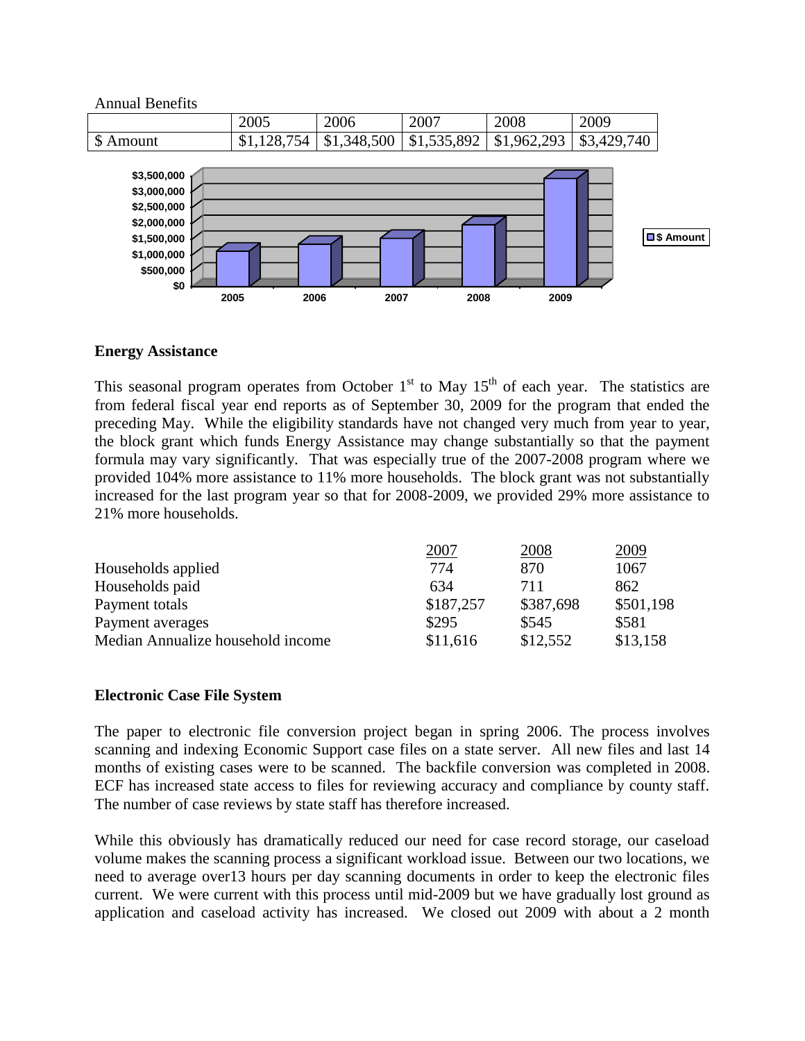Annual Benefits

| | 2005 | 2006 | 2007 | 2008 | 2009 |
|---|---|---|---|---|---|
| $ Amount | $1,128,754 | $1,348,500 | $1,535,892 | $1,962,293 | $3,429,740 |

### Energy Assistance

This seasonal program operates from October 1st to May 15th of each year. The statistics are from federal fiscal year end reports as of September 30, 2009 for the program that ended the preceding May. While the eligibility standards have not changed very much from year to year, the block grant which funds Energy Assistance may change substantially so that the payment formula may vary significantly. That was especially true of the 2007-2008 program where we provided 104% more assistance to 11% more households. The block grant was not substantially increased for the last program year so that for 2008-2009, we provided 29% more assistance to 21% more households.

| | 2007 | 2008 | 2009 |
|---|---|---|---|
| Households applied | 774 | 870 | 1067 |
| Households paid | 634 | 711 | 862 |
| Payment totals | $187,257 | $387,698 | $501,198 |
| Payment averages | $295 | $545 | $581 |
| Median Annualize household income | $11,616 | $12,552 | $13,158 |

### Electronic Case File System

The paper to electronic file conversion project began in spring 2006. The process involves scanning and indexing Economic Support case files on a state server. All new files and last 14 months of existing cases were to be scanned. The backfile conversion was completed in 2008. ECF has increased state access to files for reviewing accuracy and compliance by county staff. The number of case reviews by state staff has therefore increased.

While this obviously has dramatically reduced our need for case record storage, our caseload volume makes the scanning process a significant workload issue. Between our two locations, we need to average over13 hours per day scanning documents in order to keep the electronic files current. We were current with this process until mid-2009 but we have gradually lost ground as application and caseload activity has increased. We closed out 2009 with about a 2 month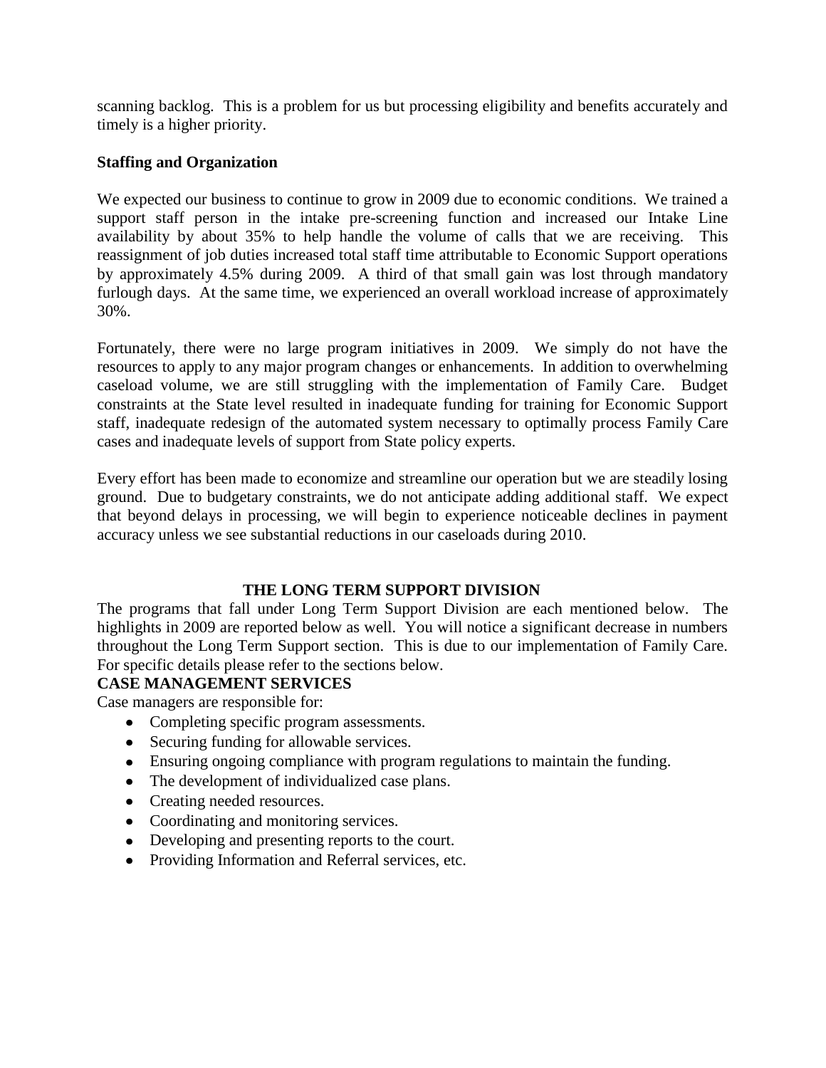scanning backlog. This is a problem for us but processing eligibility and benefits accurately and timely is a higher priority.

**Staffing and Organization**

We expected our business to continue to grow in 2009 due to economic conditions. We trained a support staff person in the intake pre-screening function and increased our Intake Line availability by about 35% to help handle the volume of calls that we are receiving. This reassignment of job duties increased total staff time attributable to Economic Support operations by approximately 4.5% during 2009. A third of that small gain was lost through mandatory furlough days. At the same time, we experienced an overall workload increase of approximately 30%.

Fortunately, there were no large program initiatives in 2009. We simply do not have the resources to apply to any major program changes or enhancements. In addition to overwhelming caseload volume, we are still struggling with the implementation of Family Care. Budget constraints at the State level resulted in inadequate funding for training for Economic Support staff, inadequate redesign of the automated system necessary to optimally process Family Care cases and inadequate levels of support from State policy experts.

Every effort has been made to economize and streamline our operation but we are steadily losing ground. Due to budgetary constraints, we do not anticipate adding additional staff. We expect that beyond delays in processing, we will begin to experience noticeable declines in payment accuracy unless we see substantial reductions in our caseloads during 2010.

## THE LONG TERM SUPPORT DIVISION

The programs that fall under Long Term Support Division are each mentioned below. The highlights in 2009 are reported below as well. You will notice a significant decrease in numbers throughout the Long Term Support section. This is due to our implementation of Family Care. For specific details please refer to the sections below.

### CASE MANAGEMENT SERVICES

Case managers are responsible for:

- Completing specific program assessments.
- Securing funding for allowable services.
- Ensuring ongoing compliance with program regulations to maintain the funding.
- The development of individualized case plans.
- Creating needed resources.
- Coordinating and monitoring services.
- Developing and presenting reports to the court.
- Providing Information and Referral services, etc.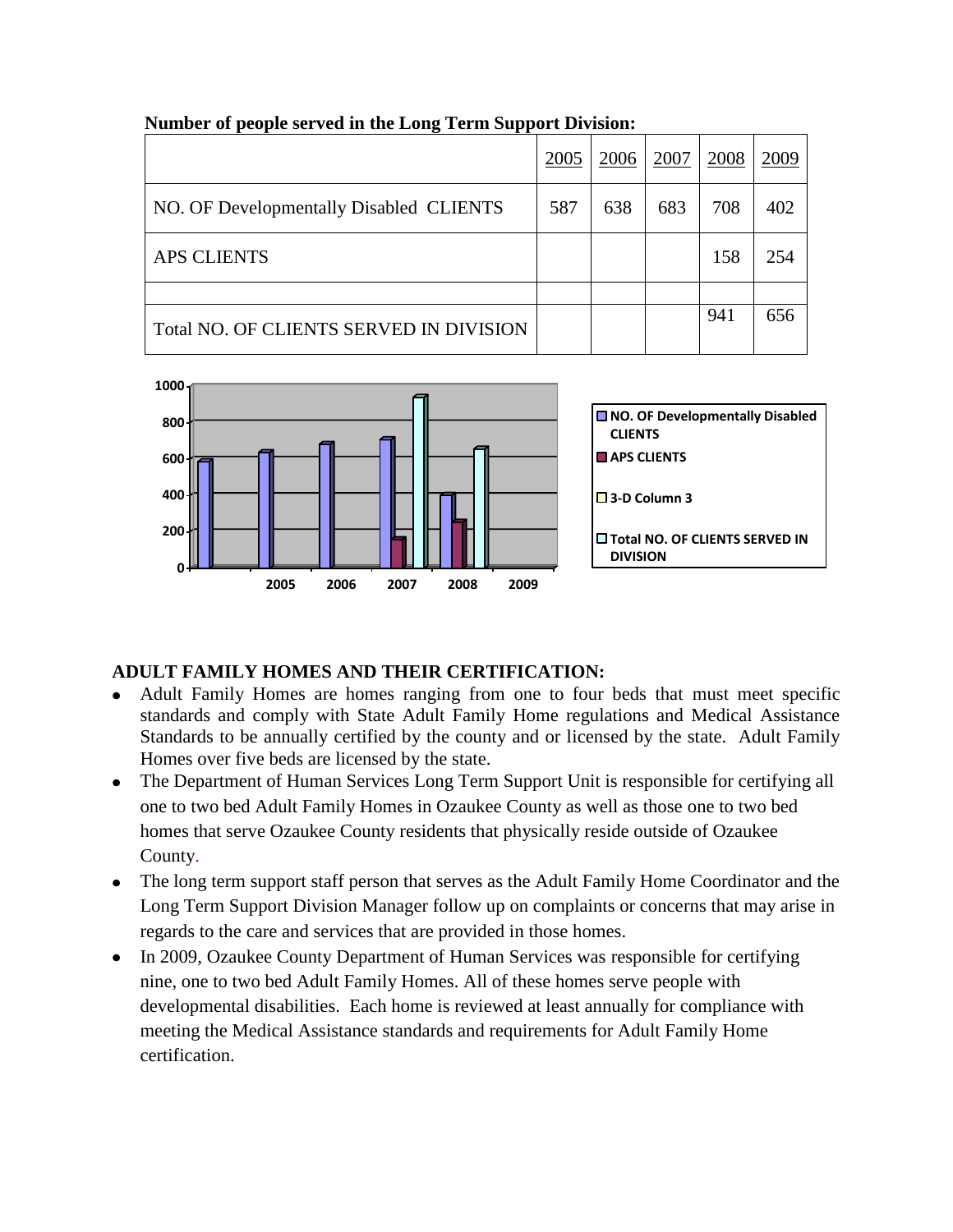**Number of people served in the Long Term Support Division:**

| | 2005 | 2006 | 2007 | 2008 | 2009 |
|---|---|---|---|---|---|
| NO. OF Developmentally Disabled CLIENTS | 587 | 638 | 683 | 708 | 402 |
| APS CLIENTS | | | | 158 | 254 |
| | | | | | |
| Total NO. OF CLIENTS SERVED IN DIVISION | | | | 941 | 656 |

## ADULT FAMILY HOMES AND THEIR CERTIFICATION:

- Adult Family Homes are homes ranging from one to four beds that must meet specific standards and comply with State Adult Family Home regulations and Medical Assistance Standards to be annually certified by the county and or licensed by the state. Adult Family Homes over five beds are licensed by the state.
- The Department of Human Services Long Term Support Unit is responsible for certifying all one to two bed Adult Family Homes in Ozaukee County as well as those one to two bed homes that serve Ozaukee County residents that physically reside outside of Ozaukee County.
- The long term support staff person that serves as the Adult Family Home Coordinator and the Long Term Support Division Manager follow up on complaints or concerns that may arise in regards to the care and services that are provided in those homes.
- In 2009, Ozaukee County Department of Human Services was responsible for certifying nine, one to two bed Adult Family Homes. All of these homes serve people with developmental disabilities. Each home is reviewed at least annually for compliance with meeting the Medical Assistance standards and requirements for Adult Family Home certification.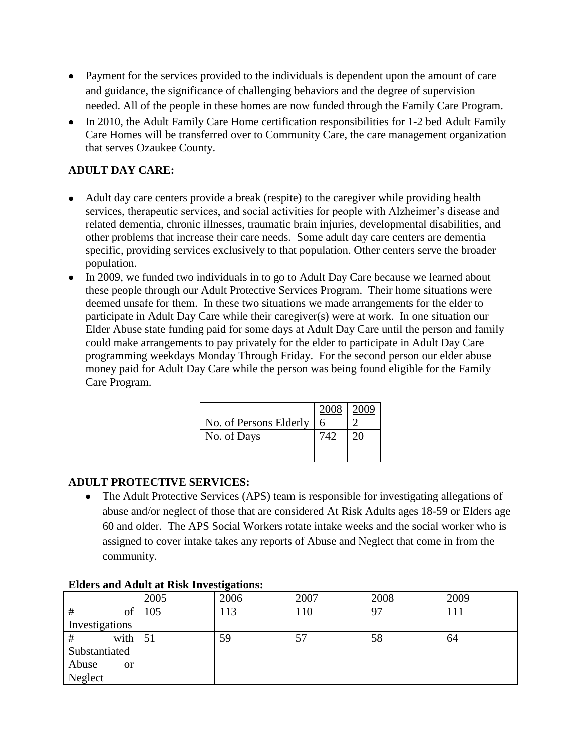- Payment for the services provided to the individuals is dependent upon the amount of care and guidance, the significance of challenging behaviors and the degree of supervision needed. All of the people in these homes are now funded through the Family Care Program.
- In 2010, the Adult Family Care Home certification responsibilities for 1-2 bed Adult Family Care Homes will be transferred over to Community Care, the care management organization that serves Ozaukee County.

**ADULT DAY CARE:**

- Adult day care centers provide a break (respite) to the caregiver while providing health services, therapeutic services, and social activities for people with Alzheimer's disease and related dementia, chronic illnesses, traumatic brain injuries, developmental disabilities, and other problems that increase their care needs. Some adult day care centers are dementia specific, providing services exclusively to that population. Other centers serve the broader population.
- In 2009, we funded two individuals in to go to Adult Day Care because we learned about these people through our Adult Protective Services Program. Their home situations were deemed unsafe for them. In these two situations we made arrangements for the elder to participate in Adult Day Care while their caregiver(s) were at work. In one situation our Elder Abuse state funding paid for some days at Adult Day Care until the person and family could make arrangements to pay privately for the elder to participate in Adult Day Care programming weekdays Monday Through Friday. For the second person our elder abuse money paid for Adult Day Care while the person was being found eligible for the Family Care Program.

| | 2008 | 2009 |
|---|---|---|
| No. of Persons Elderly | 6 | 2 |
| No. of Days | 742 | 20 |

**ADULT PROTECTIVE SERVICES:**

- The Adult Protective Services (APS) team is responsible for investigating allegations of abuse and/or neglect of those that are considered At Risk Adults ages 18-59 or Elders age 60 and older. The APS Social Workers rotate intake weeks and the social worker who is assigned to cover intake takes any reports of Abuse and Neglect that come in from the community.

**Elders and Adult at Risk Investigations:**

| | 2005 | 2006 | 2007 | 2008 | 2009 |
|---|---|---|---|---|---|
| # of Investigations | 105 | 113 | 110 | 97 | 111 |
| # with Substantiated Abuse or Neglect | 51 | 59 | 57 | 58 | 64 |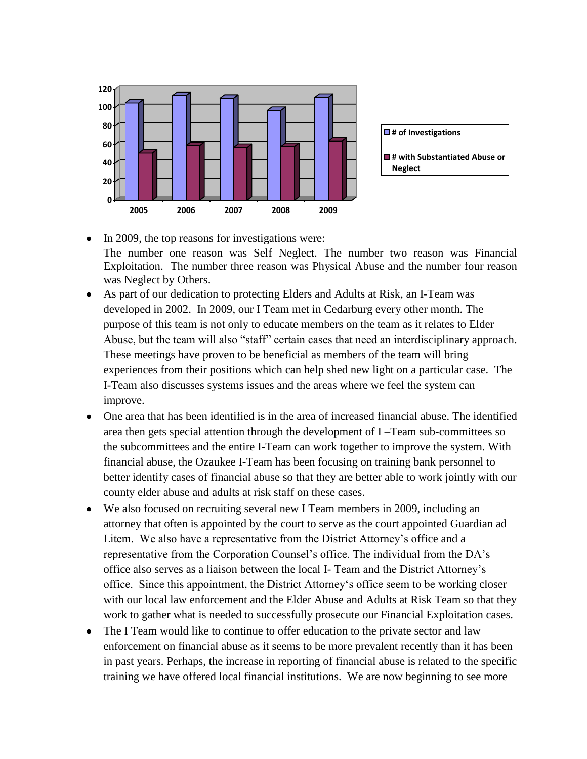| | 2005 | 2006 | 2007 | 2008 | 2009 |
|---|---|---|---|---|---|
| # of Investigations | 104 | 112 | 109 | 96 | 110 |
| # with Substantiated Abuse or Neglect | 50 | 58 | 56 | 57 | 63 |

- In 2009, the top reasons for investigations were:
  The number one reason was Self Neglect. The number two reason was Financial Exploitation. The number three reason was Physical Abuse and the number four reason was Neglect by Others.
- As part of our dedication to protecting Elders and Adults at Risk, an I-Team was developed in 2002. In 2009, our I Team met in Cedarburg every other month. The purpose of this team is not only to educate members on the team as it relates to Elder Abuse, but the team will also "staff" certain cases that need an interdisciplinary approach. These meetings have proven to be beneficial as members of the team will bring experiences from their positions which can help shed new light on a particular case. The I-Team also discusses systems issues and the areas where we feel the system can improve.
- One area that has been identified is in the area of increased financial abuse. The identified area then gets special attention through the development of I –Team sub-committees so the subcommittees and the entire I-Team can work together to improve the system. With financial abuse, the Ozaukee I-Team has been focusing on training bank personnel to better identify cases of financial abuse so that they are better able to work jointly with our county elder abuse and adults at risk staff on these cases.
- We also focused on recruiting several new I Team members in 2009, including an attorney that often is appointed by the court to serve as the court appointed Guardian ad Litem. We also have a representative from the District Attorney's office and a representative from the Corporation Counsel's office. The individual from the DA's office also serves as a liaison between the local I- Team and the District Attorney's office. Since this appointment, the District Attorney's office seem to be working closer with our local law enforcement and the Elder Abuse and Adults at Risk Team so that they work to gather what is needed to successfully prosecute our Financial Exploitation cases.
- The I Team would like to continue to offer education to the private sector and law enforcement on financial abuse as it seems to be more prevalent recently than it has been in past years. Perhaps, the increase in reporting of financial abuse is related to the specific training we have offered local financial institutions. We are now beginning to see more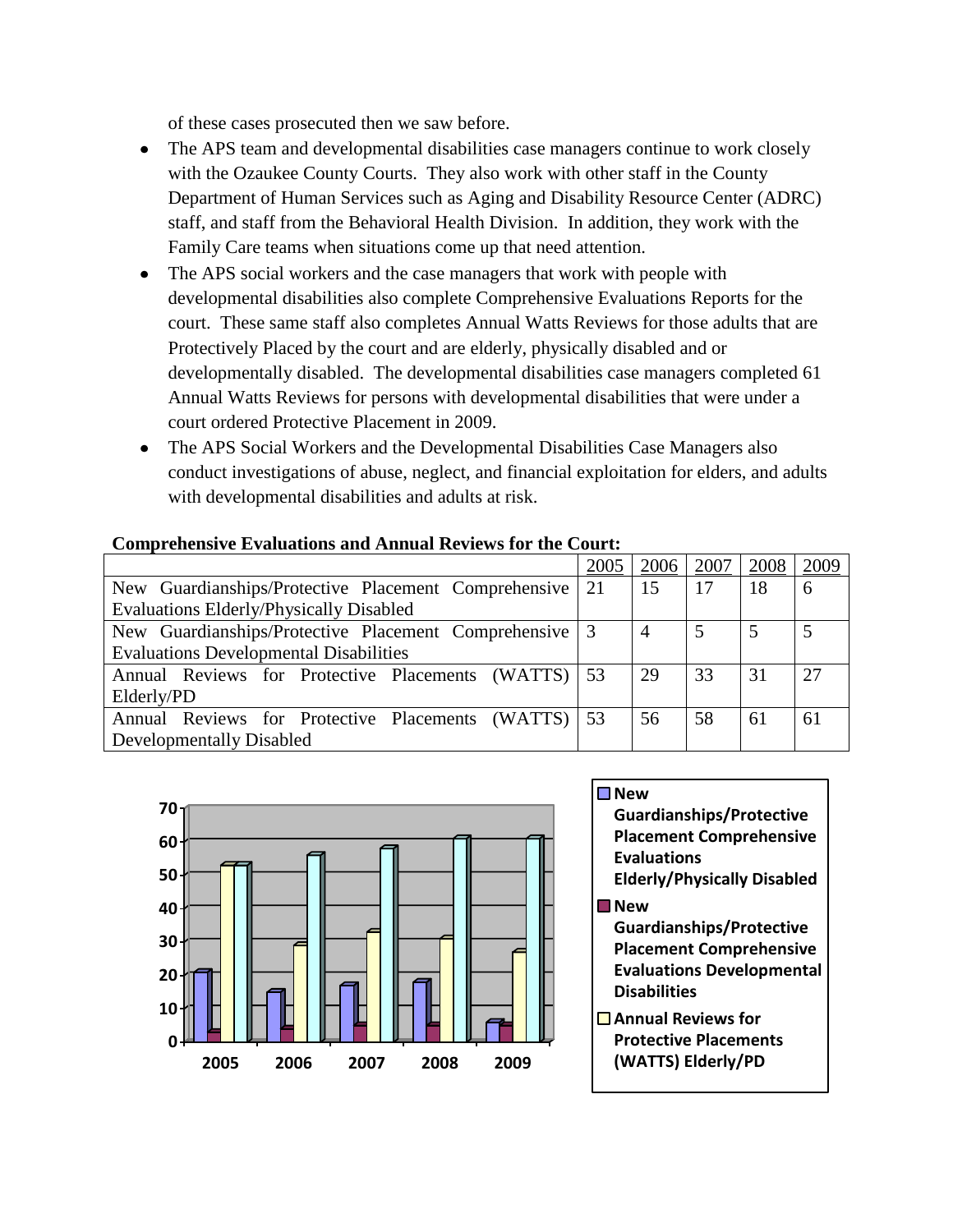of these cases prosecuted then we saw before.

- The APS team and developmental disabilities case managers continue to work closely with the Ozaukee County Courts. They also work with other staff in the County Department of Human Services such as Aging and Disability Resource Center (ADRC) staff, and staff from the Behavioral Health Division. In addition, they work with the Family Care teams when situations come up that need attention.
- The APS social workers and the case managers that work with people with developmental disabilities also complete Comprehensive Evaluations Reports for the court. These same staff also completes Annual Watts Reviews for those adults that are Protectively Placed by the court and are elderly, physically disabled and or developmentally disabled. The developmental disabilities case managers completed 61 Annual Watts Reviews for persons with developmental disabilities that were under a court ordered Protective Placement in 2009.
- The APS Social Workers and the Developmental Disabilities Case Managers also conduct investigations of abuse, neglect, and financial exploitation for elders, and adults with developmental disabilities and adults at risk.

**Comprehensive Evaluations and Annual Reviews for the Court:**

| | 2005 | 2006 | 2007 | 2008 | 2009 |
|---|---|---|---|---|---|
| New Guardianships/Protective Placement Comprehensive Evaluations Elderly/Physically Disabled | 21 | 15 | 17 | 18 | 6 |
| New Guardianships/Protective Placement Comprehensive Evaluations Developmental Disabilities | 3 | 4 | 5 | 5 | 5 |
| Annual Reviews for Protective Placements (WATTS) Elderly/PD | 53 | 29 | 33 | 31 | 27 |
| Annual Reviews for Protective Placements (WATTS) Developmentally Disabled | 53 | 56 | 58 | 61 | 61 |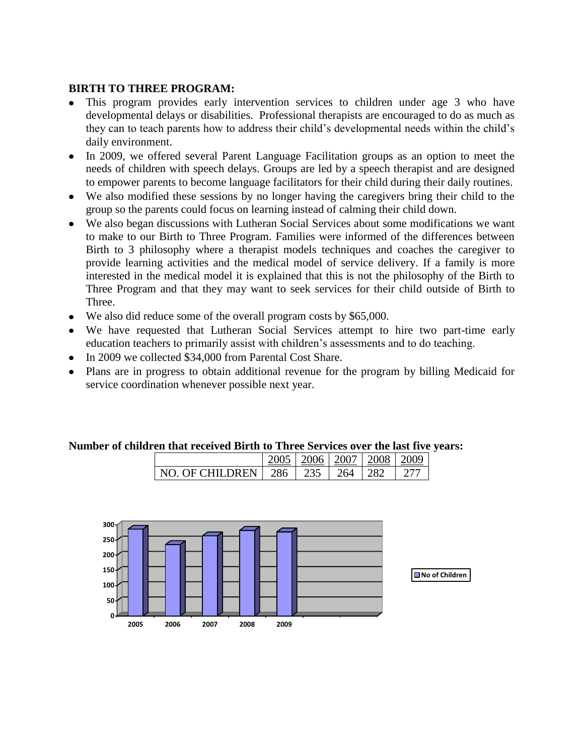## BIRTH TO THREE PROGRAM:

- This program provides early intervention services to children under age 3 who have developmental delays or disabilities. Professional therapists are encouraged to do as much as they can to teach parents how to address their child's developmental needs within the child's daily environment.
- In 2009, we offered several Parent Language Facilitation groups as an option to meet the needs of children with speech delays. Groups are led by a speech therapist and are designed to empower parents to become language facilitators for their child during their daily routines.
- We also modified these sessions by no longer having the caregivers bring their child to the group so the parents could focus on learning instead of calming their child down.
- We also began discussions with Lutheran Social Services about some modifications we want to make to our Birth to Three Program. Families were informed of the differences between Birth to 3 philosophy where a therapist models techniques and coaches the caregiver to provide learning activities and the medical model of service delivery. If a family is more interested in the medical model it is explained that this is not the philosophy of the Birth to Three Program and that they may want to seek services for their child outside of Birth to Three.
- We also did reduce some of the overall program costs by $65,000.
- We have requested that Lutheran Social Services attempt to hire two part-time early education teachers to primarily assist with children's assessments and to do teaching.
- In 2009 we collected $34,000 from Parental Cost Share.
- Plans are in progress to obtain additional revenue for the program by billing Medicaid for service coordination whenever possible next year.

**Number of children that received Birth to Three Services over the last five years:**

| | 2005 | 2006 | 2007 | 2008 | 2009 |
|---|---|---|---|---|---|
| NO. OF CHILDREN | 286 | 235 | 264 | 282 | 277 |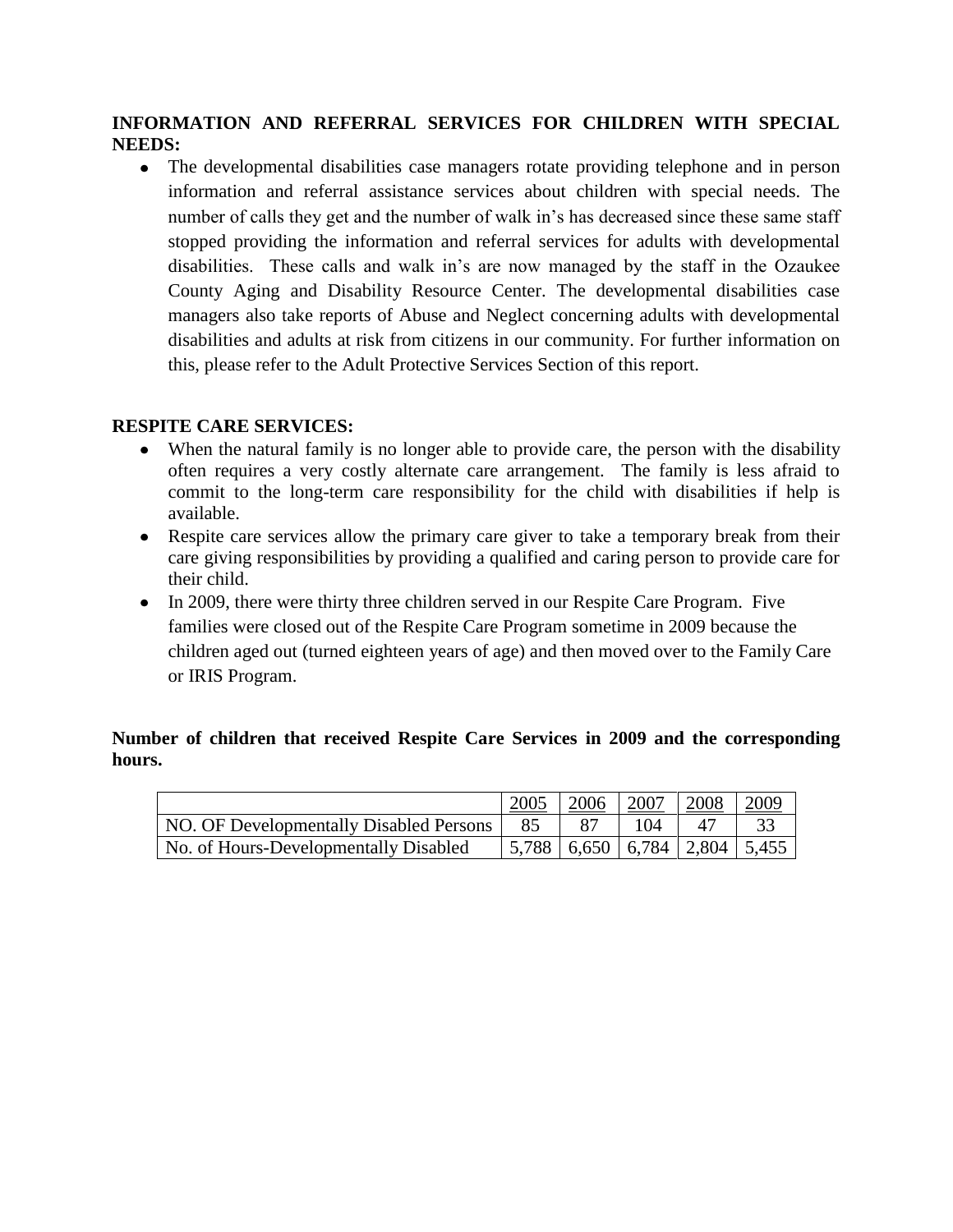**INFORMATION AND REFERRAL SERVICES FOR CHILDREN WITH SPECIAL NEEDS:**

- The developmental disabilities case managers rotate providing telephone and in person information and referral assistance services about children with special needs. The number of calls they get and the number of walk in's has decreased since these same staff stopped providing the information and referral services for adults with developmental disabilities. These calls and walk in's are now managed by the staff in the Ozaukee County Aging and Disability Resource Center. The developmental disabilities case managers also take reports of Abuse and Neglect concerning adults with developmental disabilities and adults at risk from citizens in our community. For further information on this, please refer to the Adult Protective Services Section of this report.

**RESPITE CARE SERVICES:**

- When the natural family is no longer able to provide care, the person with the disability often requires a very costly alternate care arrangement. The family is less afraid to commit to the long-term care responsibility for the child with disabilities if help is available.
- Respite care services allow the primary care giver to take a temporary break from their care giving responsibilities by providing a qualified and caring person to provide care for their child.
- In 2009, there were thirty three children served in our Respite Care Program. Five families were closed out of the Respite Care Program sometime in 2009 because the children aged out (turned eighteen years of age) and then moved over to the Family Care or IRIS Program.

**Number of children that received Respite Care Services in 2009 and the corresponding hours.**

| | 2005 | 2006 | 2007 | 2008 | 2009 |
|---|---|---|---|---|---|
| NO. OF Developmentally Disabled Persons | 85 | 87 | 104 | 47 | 33 |
| No. of Hours-Developmentally Disabled | 5,788 | 6,650 | 6,784 | 2,804 | 5,455 |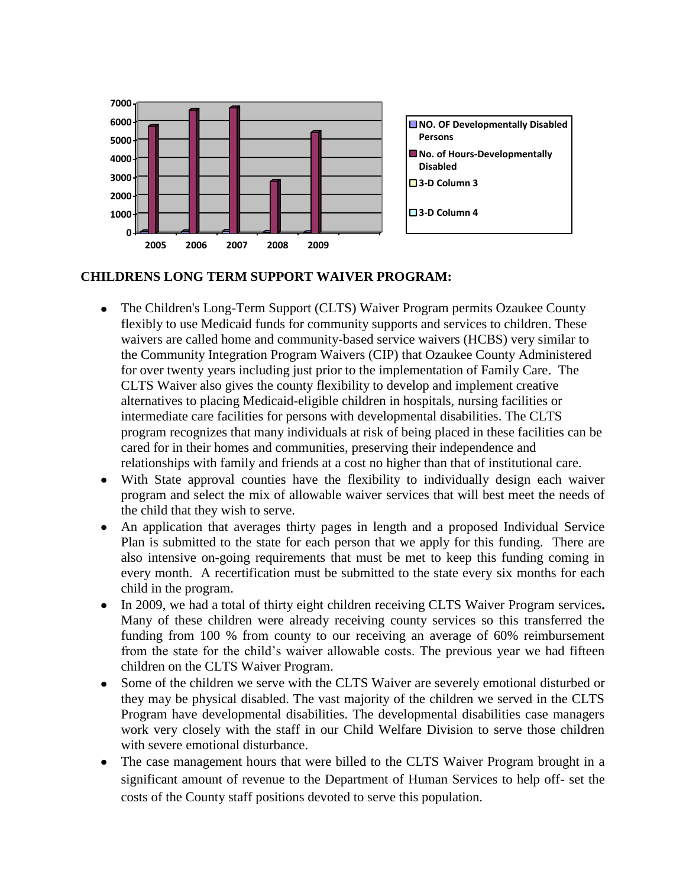## CHILDRENS LONG TERM SUPPORT WAIVER PROGRAM:

- The Children's Long-Term Support (CLTS) Waiver Program permits Ozaukee County flexibly to use Medicaid funds for community supports and services to children. These waivers are called home and community-based service waivers (HCBS) very similar to the Community Integration Program Waivers (CIP) that Ozaukee County Administered for over twenty years including just prior to the implementation of Family Care. The CLTS Waiver also gives the county flexibility to develop and implement creative alternatives to placing Medicaid-eligible children in hospitals, nursing facilities or intermediate care facilities for persons with developmental disabilities. The CLTS program recognizes that many individuals at risk of being placed in these facilities can be cared for in their homes and communities, preserving their independence and relationships with family and friends at a cost no higher than that of institutional care.
- With State approval counties have the flexibility to individually design each waiver program and select the mix of allowable waiver services that will best meet the needs of the child that they wish to serve.
- An application that averages thirty pages in length and a proposed Individual Service Plan is submitted to the state for each person that we apply for this funding. There are also intensive on-going requirements that must be met to keep this funding coming in every month. A recertification must be submitted to the state every six months for each child in the program.
- In 2009, we had a total of thirty eight children receiving CLTS Waiver Program services**.** Many of these children were already receiving county services so this transferred the funding from 100 % from county to our receiving an average of 60% reimbursement from the state for the child's waiver allowable costs. The previous year we had fifteen children on the CLTS Waiver Program.
- Some of the children we serve with the CLTS Waiver are severely emotional disturbed or they may be physical disabled. The vast majority of the children we served in the CLTS Program have developmental disabilities. The developmental disabilities case managers work very closely with the staff in our Child Welfare Division to serve those children with severe emotional disturbance.
- The case management hours that were billed to the CLTS Waiver Program brought in a significant amount of revenue to the Department of Human Services to help off- set the costs of the County staff positions devoted to serve this population.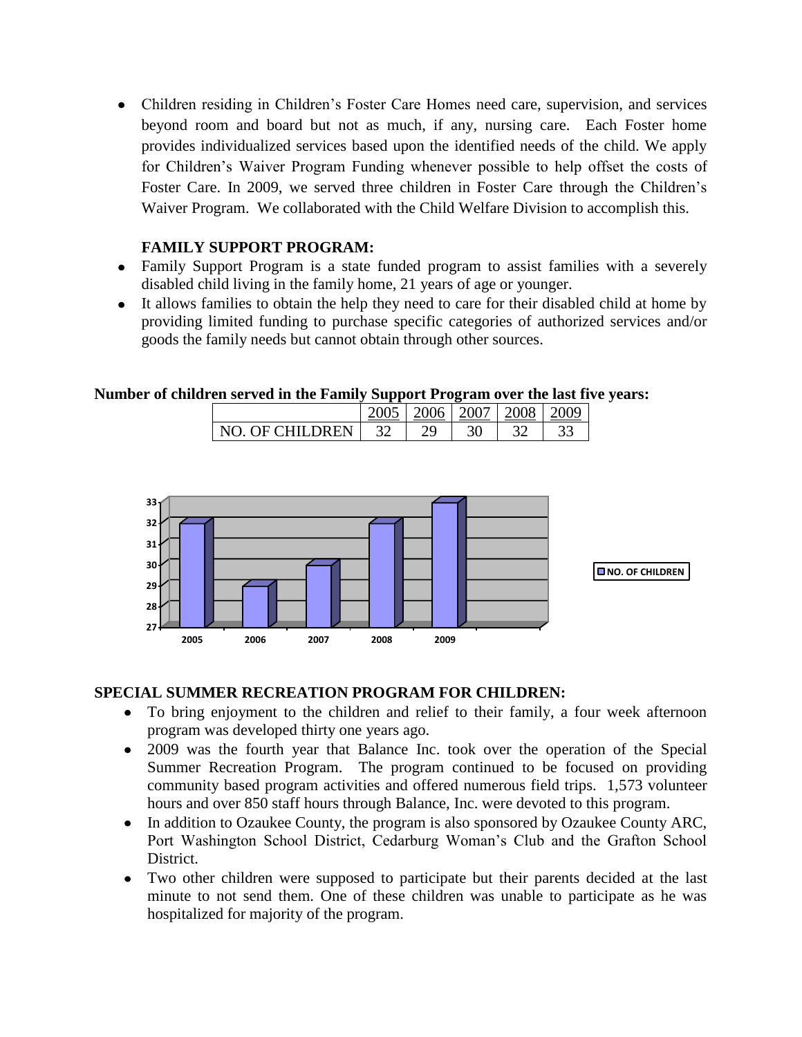- Children residing in Children's Foster Care Homes need care, supervision, and services beyond room and board but not as much, if any, nursing care. Each Foster home provides individualized services based upon the identified needs of the child. We apply for Children's Waiver Program Funding whenever possible to help offset the costs of Foster Care. In 2009, we served three children in Foster Care through the Children's Waiver Program. We collaborated with the Child Welfare Division to accomplish this.

**FAMILY SUPPORT PROGRAM:**

- Family Support Program is a state funded program to assist families with a severely disabled child living in the family home, 21 years of age or younger.
- It allows families to obtain the help they need to care for their disabled child at home by providing limited funding to purchase specific categories of authorized services and/or goods the family needs but cannot obtain through other sources.

**Number of children served in the Family Support Program over the last five years:**

| | 2005 | 2006 | 2007 | 2008 | 2009 |
|---|---|---|---|---|---|
| NO. OF CHILDREN | 32 | 29 | 30 | 32 | 33 |

**SPECIAL SUMMER RECREATION PROGRAM FOR CHILDREN:**

- To bring enjoyment to the children and relief to their family, a four week afternoon program was developed thirty one years ago.
- 2009 was the fourth year that Balance Inc. took over the operation of the Special Summer Recreation Program. The program continued to be focused on providing community based program activities and offered numerous field trips. 1,573 volunteer hours and over 850 staff hours through Balance, Inc. were devoted to this program.
- In addition to Ozaukee County, the program is also sponsored by Ozaukee County ARC, Port Washington School District, Cedarburg Woman's Club and the Grafton School District.
- Two other children were supposed to participate but their parents decided at the last minute to not send them. One of these children was unable to participate as he was hospitalized for majority of the program.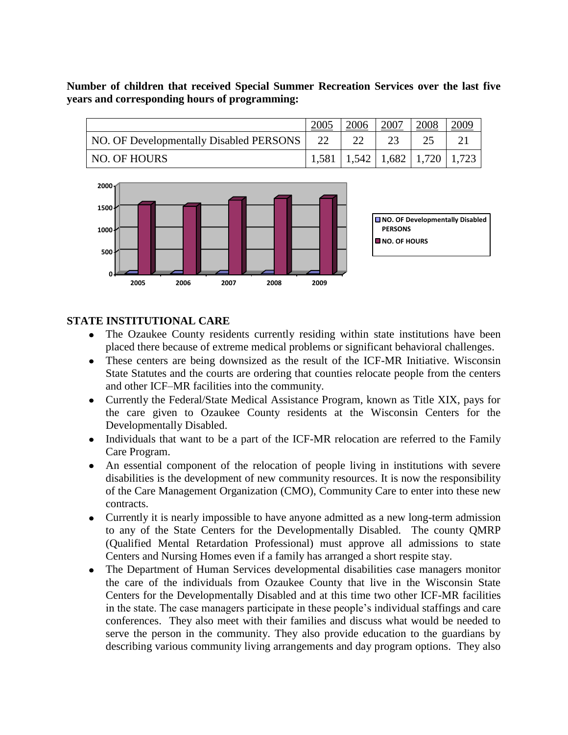**Number of children that received Special Summer Recreation Services over the last five years and corresponding hours of programming:**

| | 2005 | 2006 | 2007 | 2008 | 2009 |
|---|---|---|---|---|---|
| NO. OF Developmentally Disabled PERSONS | 22 | 22 | 23 | 25 | 21 |
| NO. OF HOURS | 1,581 | 1,542 | 1,682 | 1,720 | 1,723 |

## STATE INSTITUTIONAL CARE

- The Ozaukee County residents currently residing within state institutions have been placed there because of extreme medical problems or significant behavioral challenges.
- These centers are being downsized as the result of the ICF-MR Initiative. Wisconsin State Statutes and the courts are ordering that counties relocate people from the centers and other ICF–MR facilities into the community.
- Currently the Federal/State Medical Assistance Program, known as Title XIX, pays for the care given to Ozaukee County residents at the Wisconsin Centers for the Developmentally Disabled.
- Individuals that want to be a part of the ICF-MR relocation are referred to the Family Care Program.
- An essential component of the relocation of people living in institutions with severe disabilities is the development of new community resources. It is now the responsibility of the Care Management Organization (CMO), Community Care to enter into these new contracts.
- Currently it is nearly impossible to have anyone admitted as a new long-term admission to any of the State Centers for the Developmentally Disabled. The county QMRP (Qualified Mental Retardation Professional) must approve all admissions to state Centers and Nursing Homes even if a family has arranged a short respite stay.
- The Department of Human Services developmental disabilities case managers monitor the care of the individuals from Ozaukee County that live in the Wisconsin State Centers for the Developmentally Disabled and at this time two other ICF-MR facilities in the state. The case managers participate in these people's individual staffings and care conferences. They also meet with their families and discuss what would be needed to serve the person in the community. They also provide education to the guardians by describing various community living arrangements and day program options. They also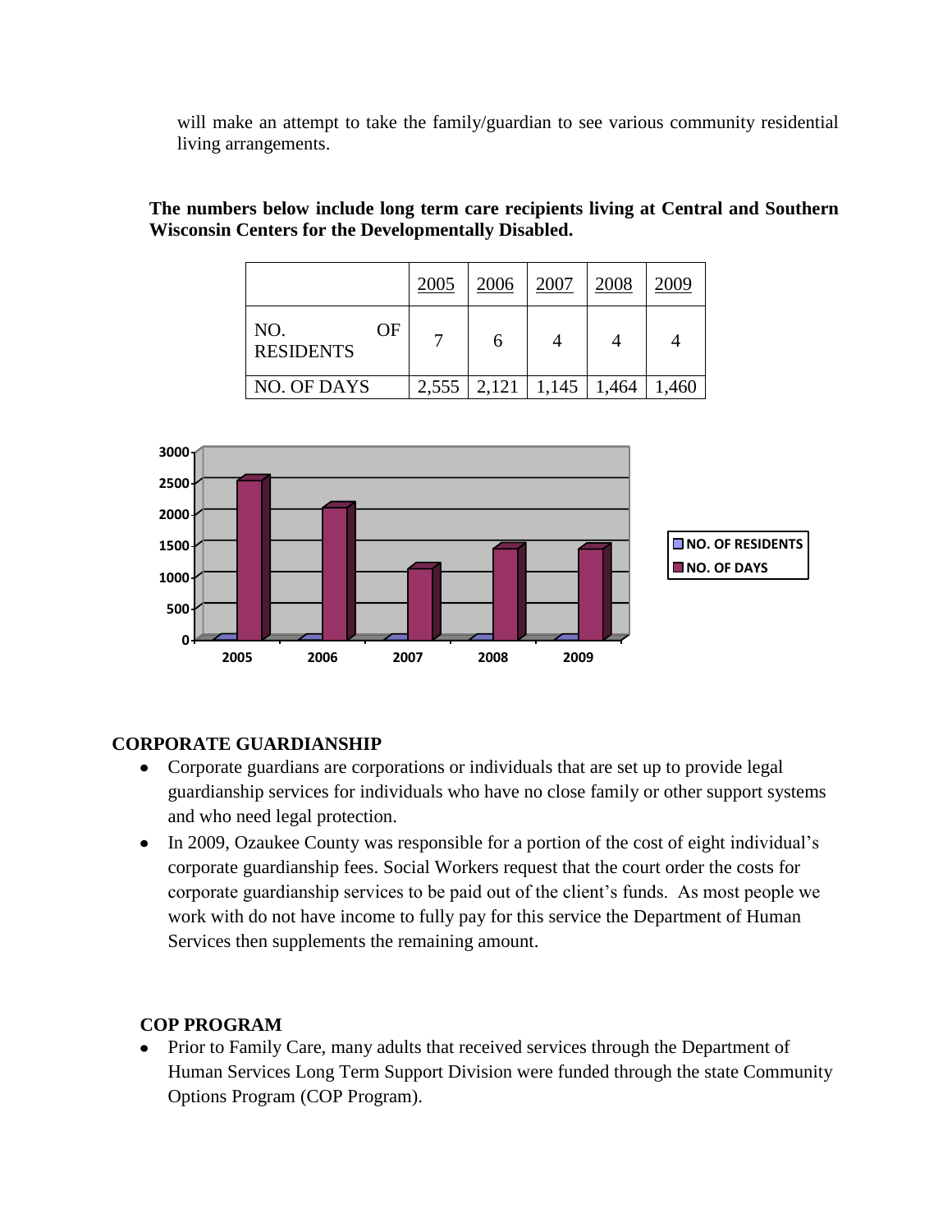will make an attempt to take the family/guardian to see various community residential living arrangements.

**The numbers below include long term care recipients living at Central and Southern Wisconsin Centers for the Developmentally Disabled.**

| | 2005 | 2006 | 2007 | 2008 | 2009 |
|---|---|---|---|---|---|
| NO. OF RESIDENTS | 7 | 6 | 4 | 4 | 4 |
| NO. OF DAYS | 2,555 | 2,121 | 1,145 | 1,464 | 1,460 |

## CORPORATE GUARDIANSHIP

- Corporate guardians are corporations or individuals that are set up to provide legal guardianship services for individuals who have no close family or other support systems and who need legal protection.
- In 2009, Ozaukee County was responsible for a portion of the cost of eight individual's corporate guardianship fees. Social Workers request that the court order the costs for corporate guardianship services to be paid out of the client's funds. As most people we work with do not have income to fully pay for this service the Department of Human Services then supplements the remaining amount.

## COP PROGRAM

- Prior to Family Care, many adults that received services through the Department of Human Services Long Term Support Division were funded through the state Community Options Program (COP Program).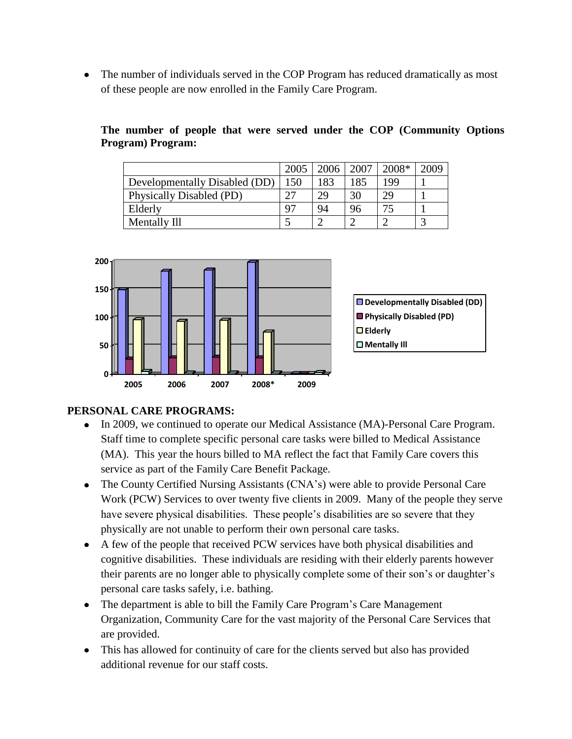- The number of individuals served in the COP Program has reduced dramatically as most of these people are now enrolled in the Family Care Program.

**The number of people that were served under the COP (Community Options Program) Program:**

| | 2005 | 2006 | 2007 | 2008* | 2009 |
|---|---|---|---|---|---|
| Developmentally Disabled (DD) | 150 | 183 | 185 | 199 | 1 |
| Physically Disabled (PD) | 27 | 29 | 30 | 29 | 1 |
| Elderly | 97 | 94 | 96 | 75 | 1 |
| Mentally Ill | 5 | 2 | 2 | 2 | 3 |

## PERSONAL CARE PROGRAMS:

- In 2009, we continued to operate our Medical Assistance (MA)-Personal Care Program. Staff time to complete specific personal care tasks were billed to Medical Assistance (MA). This year the hours billed to MA reflect the fact that Family Care covers this service as part of the Family Care Benefit Package.
- The County Certified Nursing Assistants (CNA's) were able to provide Personal Care Work (PCW) Services to over twenty five clients in 2009. Many of the people they serve have severe physical disabilities. These people's disabilities are so severe that they physically are not unable to perform their own personal care tasks.
- A few of the people that received PCW services have both physical disabilities and cognitive disabilities. These individuals are residing with their elderly parents however their parents are no longer able to physically complete some of their son's or daughter's personal care tasks safely, i.e. bathing.
- The department is able to bill the Family Care Program's Care Management Organization, Community Care for the vast majority of the Personal Care Services that are provided.
- This has allowed for continuity of care for the clients served but also has provided additional revenue for our staff costs.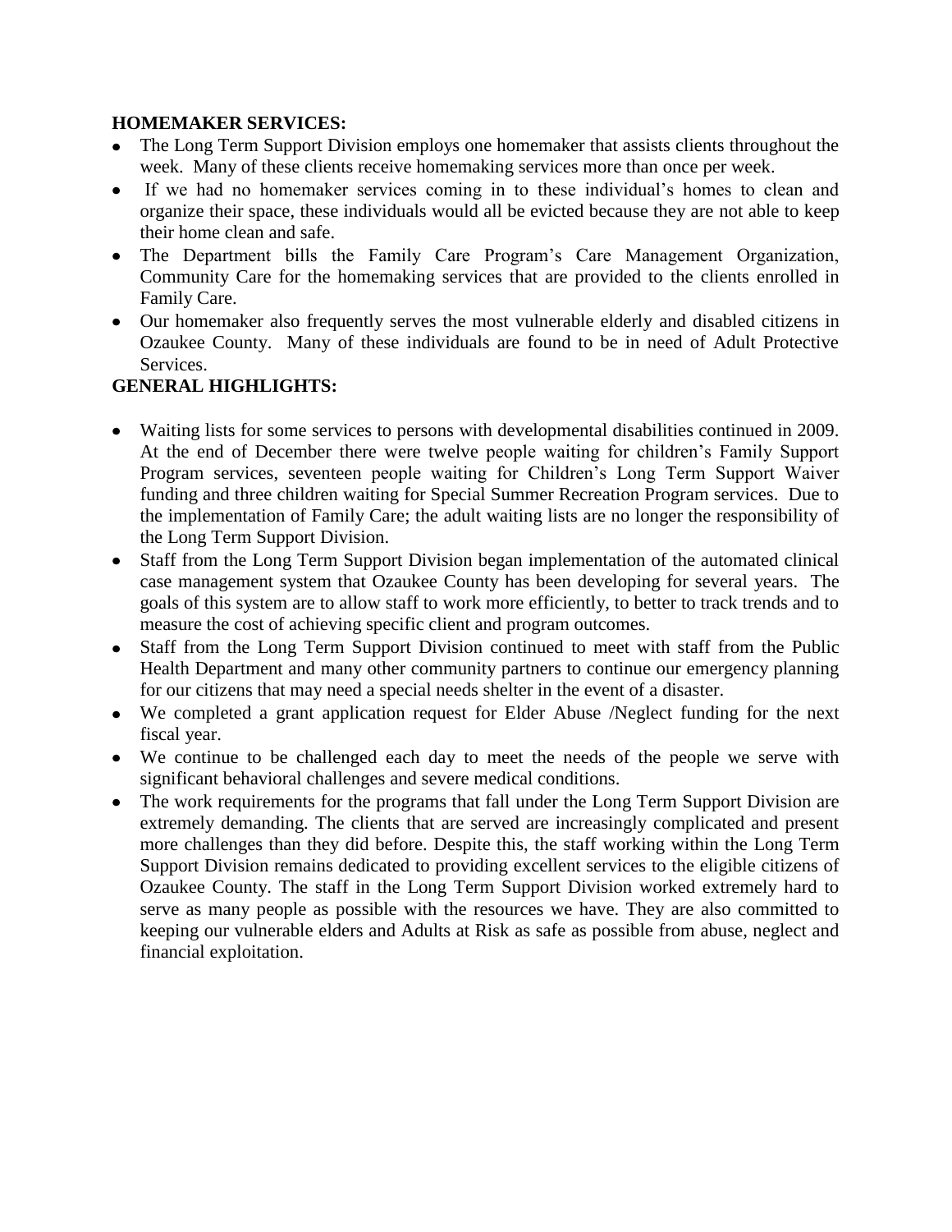**HOMEMAKER SERVICES:**

- The Long Term Support Division employs one homemaker that assists clients throughout the week. Many of these clients receive homemaking services more than once per week.
- If we had no homemaker services coming in to these individual's homes to clean and organize their space, these individuals would all be evicted because they are not able to keep their home clean and safe.
- The Department bills the Family Care Program's Care Management Organization, Community Care for the homemaking services that are provided to the clients enrolled in Family Care.
- Our homemaker also frequently serves the most vulnerable elderly and disabled citizens in Ozaukee County. Many of these individuals are found to be in need of Adult Protective Services.

**GENERAL HIGHLIGHTS:**

- Waiting lists for some services to persons with developmental disabilities continued in 2009. At the end of December there were twelve people waiting for children's Family Support Program services, seventeen people waiting for Children's Long Term Support Waiver funding and three children waiting for Special Summer Recreation Program services. Due to the implementation of Family Care; the adult waiting lists are no longer the responsibility of the Long Term Support Division.
- Staff from the Long Term Support Division began implementation of the automated clinical case management system that Ozaukee County has been developing for several years. The goals of this system are to allow staff to work more efficiently, to better to track trends and to measure the cost of achieving specific client and program outcomes.
- Staff from the Long Term Support Division continued to meet with staff from the Public Health Department and many other community partners to continue our emergency planning for our citizens that may need a special needs shelter in the event of a disaster.
- We completed a grant application request for Elder Abuse /Neglect funding for the next fiscal year.
- We continue to be challenged each day to meet the needs of the people we serve with significant behavioral challenges and severe medical conditions.
- The work requirements for the programs that fall under the Long Term Support Division are extremely demanding. The clients that are served are increasingly complicated and present more challenges than they did before. Despite this, the staff working within the Long Term Support Division remains dedicated to providing excellent services to the eligible citizens of Ozaukee County. The staff in the Long Term Support Division worked extremely hard to serve as many people as possible with the resources we have. They are also committed to keeping our vulnerable elders and Adults at Risk as safe as possible from abuse, neglect and financial exploitation.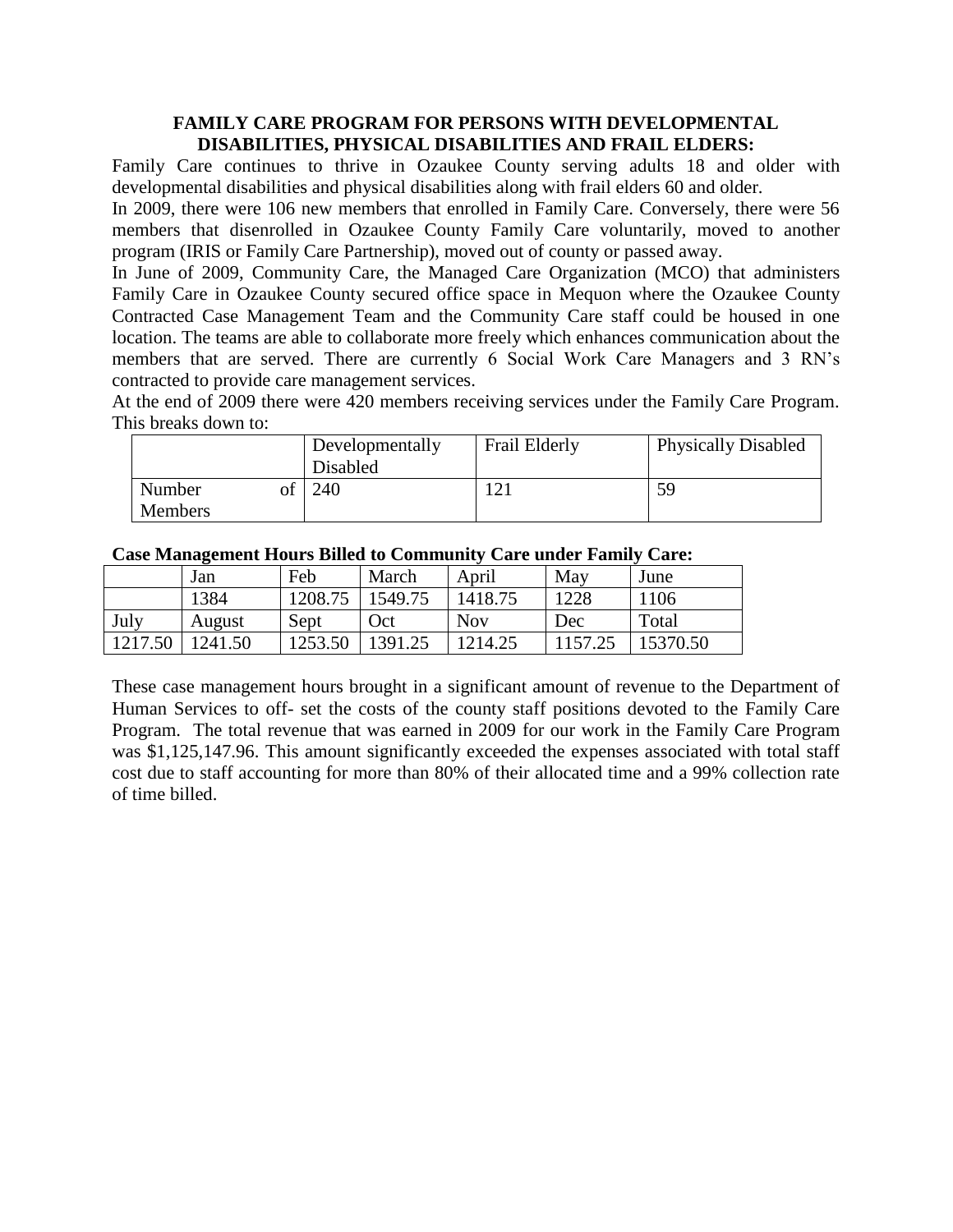## FAMILY CARE PROGRAM FOR PERSONS WITH DEVELOPMENTAL DISABILITIES, PHYSICAL DISABILITIES AND FRAIL ELDERS:

Family Care continues to thrive in Ozaukee County serving adults 18 and older with developmental disabilities and physical disabilities along with frail elders 60 and older.

In 2009, there were 106 new members that enrolled in Family Care. Conversely, there were 56 members that disenrolled in Ozaukee County Family Care voluntarily, moved to another program (IRIS or Family Care Partnership), moved out of county or passed away.

In June of 2009, Community Care, the Managed Care Organization (MCO) that administers Family Care in Ozaukee County secured office space in Mequon where the Ozaukee County Contracted Case Management Team and the Community Care staff could be housed in one location. The teams are able to collaborate more freely which enhances communication about the members that are served. There are currently 6 Social Work Care Managers and 3 RN's contracted to provide care management services.

At the end of 2009 there were 420 members receiving services under the Family Care Program. This breaks down to:

| | Developmentally Disabled | Frail Elderly | Physically Disabled |
|---|---|---|---|
| Number of Members | 240 | 121 | 59 |

**Case Management Hours Billed to Community Care under Family Care:**

| | Jan | Feb | March | April | May | June |
|---|---|---|---|---|---|---|
| | 1384 | 1208.75 | 1549.75 | 1418.75 | 1228 | 1106 |
| July | August | Sept | Oct | Nov | Dec | Total |
| 1217.50 | 1241.50 | 1253.50 | 1391.25 | 1214.25 | 1157.25 | 15370.50 |

These case management hours brought in a significant amount of revenue to the Department of Human Services to off- set the costs of the county staff positions devoted to the Family Care Program. The total revenue that was earned in 2009 for our work in the Family Care Program was $1,125,147.96. This amount significantly exceeded the expenses associated with total staff cost due to staff accounting for more than 80% of their allocated time and a 99% collection rate of time billed.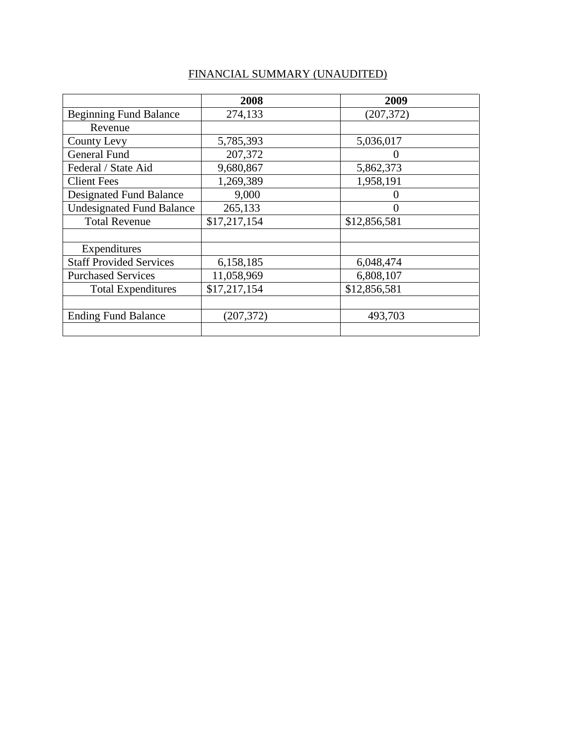FINANCIAL SUMMARY (UNAUDITED)

| | 2008 | 2009 |
|---|---|---|
| Beginning Fund Balance | 274,133 | (207,372) |
| Revenue | | |
| County Levy | 5,785,393 | 5,036,017 |
| General Fund | 207,372 | 0 |
| Federal / State Aid | 9,680,867 | 5,862,373 |
| Client Fees | 1,269,389 | 1,958,191 |
| Designated Fund Balance | 9,000 | 0 |
| Undesignated Fund Balance | 265,133 | 0 |
| Total Revenue | $17,217,154 | $12,856,581 |
| | | |
| Expenditures | | |
| Staff Provided Services | 6,158,185 | 6,048,474 |
| Purchased Services | 11,058,969 | 6,808,107 |
| Total Expenditures | $17,217,154 | $12,856,581 |
| | | |
| Ending Fund Balance | (207,372) | 493,703 |
| | | |